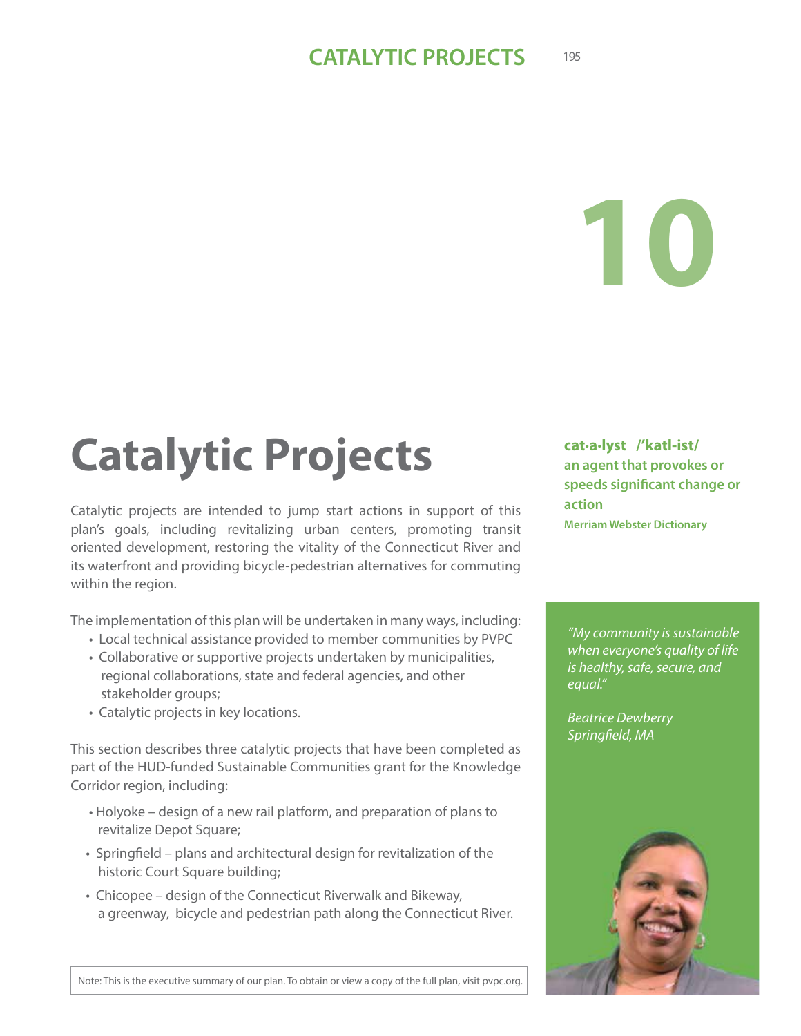# 10

# Catalytic Projects

Catalytic projects are intended to jump start actions in support of this plan's goals, including revitalizing urban centers, promoting transit oriented development, restoring the vitality of the Connecticut River and its waterfront and providing bicycle-pedestrian alternatives for commuting within the region.

The implementation of this plan will be undertaken in many ways, including:

- Local technical assistance provided to member communities by PVPC
- Collaborative or supportive projects undertaken by municipalities, regional collaborations, state and federal agencies, and other stakeholder groups;
- Catalytic projects in key locations.

This section describes three catalytic projects that have been completed as part of the HUD-funded Sustainable Communities grant for the Knowledge Corridor region, including:

- Holyoke – design of a new rail platform, and preparation of plans to revitalize Depot Square;
- Springfield – plans and architectural design for revitalization of the historic Court Square building;
- Chicopee – design of the Connecticut Riverwalk and Bikeway, a greenway, bicycle and pedestrian path along the Connecticut River.

Note: This is the executive summary of our plan. To obtain or view a copy of the full plan, visit pvpc.org.

**cat·a·lyst /'katl-ist/**
**an agent that provokes or speeds significant change or action**
**Merriam Webster Dictionary**

*"My community is sustainable when everyone's quality of life is healthy, safe, secure, and equal."*

*Beatrice Dewberry*
*Springfield, MA*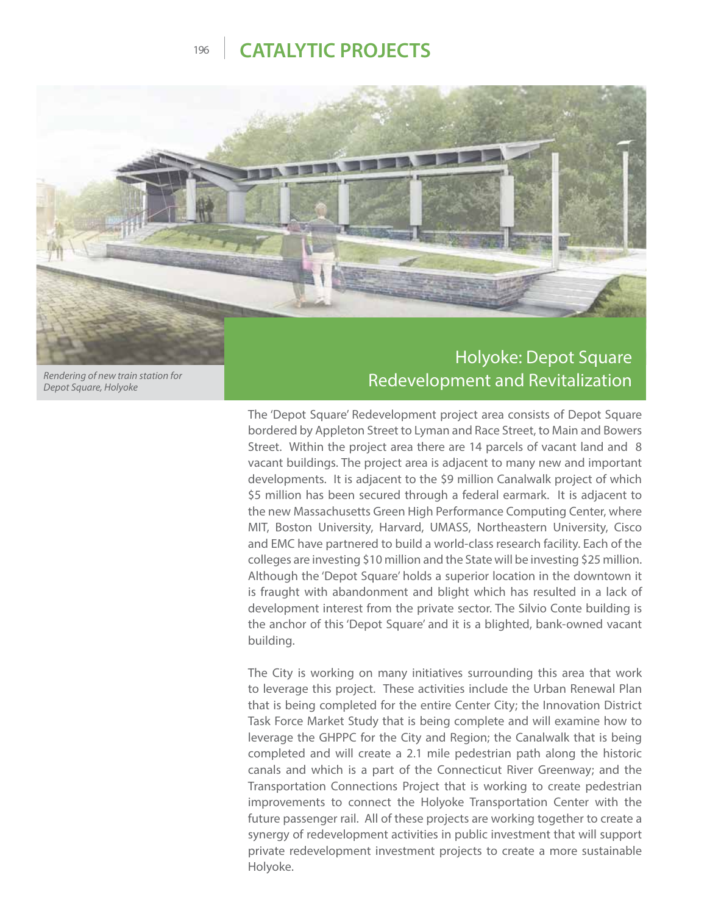# CATALYTIC PROJECTS

*Rendering of new train station for Depot Square, Holyoke*

## Holyoke: Depot Square Redevelopment and Revitalization

The 'Depot Square' Redevelopment project area consists of Depot Square bordered by Appleton Street to Lyman and Race Street, to Main and Bowers Street. Within the project area there are 14 parcels of vacant land and 8 vacant buildings. The project area is adjacent to many new and important developments. It is adjacent to the $9 million Canalwalk project of which $5 million has been secured through a federal earmark. It is adjacent to the new Massachusetts Green High Performance Computing Center, where MIT, Boston University, Harvard, UMASS, Northeastern University, Cisco and EMC have partnered to build a world-class research facility. Each of the colleges are investing $10 million and the State will be investing $25 million. Although the 'Depot Square' holds a superior location in the downtown it is fraught with abandonment and blight which has resulted in a lack of development interest from the private sector. The Silvio Conte building is the anchor of this 'Depot Square' and it is a blighted, bank-owned vacant building.

The City is working on many initiatives surrounding this area that work to leverage this project. These activities include the Urban Renewal Plan that is being completed for the entire Center City; the Innovation District Task Force Market Study that is being complete and will examine how to leverage the GHPPC for the City and Region; the Canalwalk that is being completed and will create a 2.1 mile pedestrian path along the historic canals and which is a part of the Connecticut River Greenway; and the Transportation Connections Project that is working to create pedestrian improvements to connect the Holyoke Transportation Center with the future passenger rail. All of these projects are working together to create a synergy of redevelopment activities in public investment that will support private redevelopment investment projects to create a more sustainable Holyoke.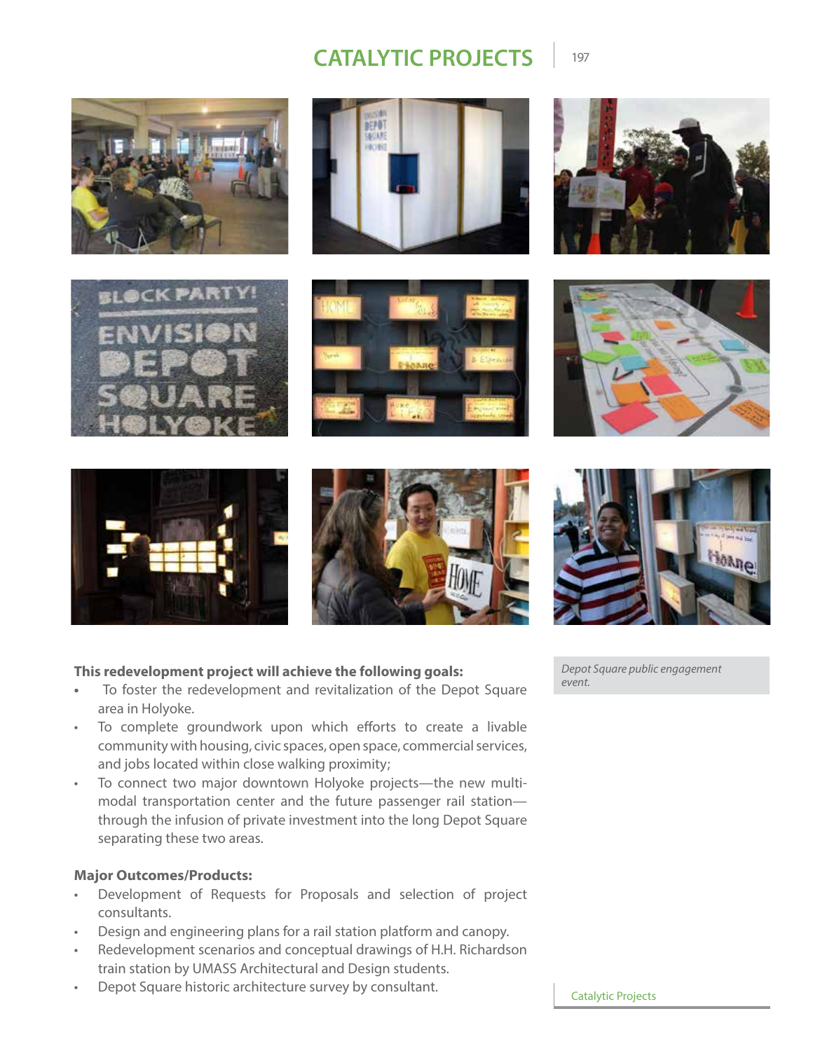Depot Square public engagement event.

**This redevelopment project will achieve the following goals:**

- To foster the redevelopment and revitalization of the Depot Square area in Holyoke.
- To complete groundwork upon which efforts to create a livable community with housing, civic spaces, open space, commercial services, and jobs located within close walking proximity;
- To connect two major downtown Holyoke projects—the new multi-modal transportation center and the future passenger rail station—through the infusion of private investment into the long Depot Square separating these two areas.

**Major Outcomes/Products:**

- Development of Requests for Proposals and selection of project consultants.
- Design and engineering plans for a rail station platform and canopy.
- Redevelopment scenarios and conceptual drawings of H.H. Richardson train station by UMASS Architectural and Design students.
- Depot Square historic architecture survey by consultant.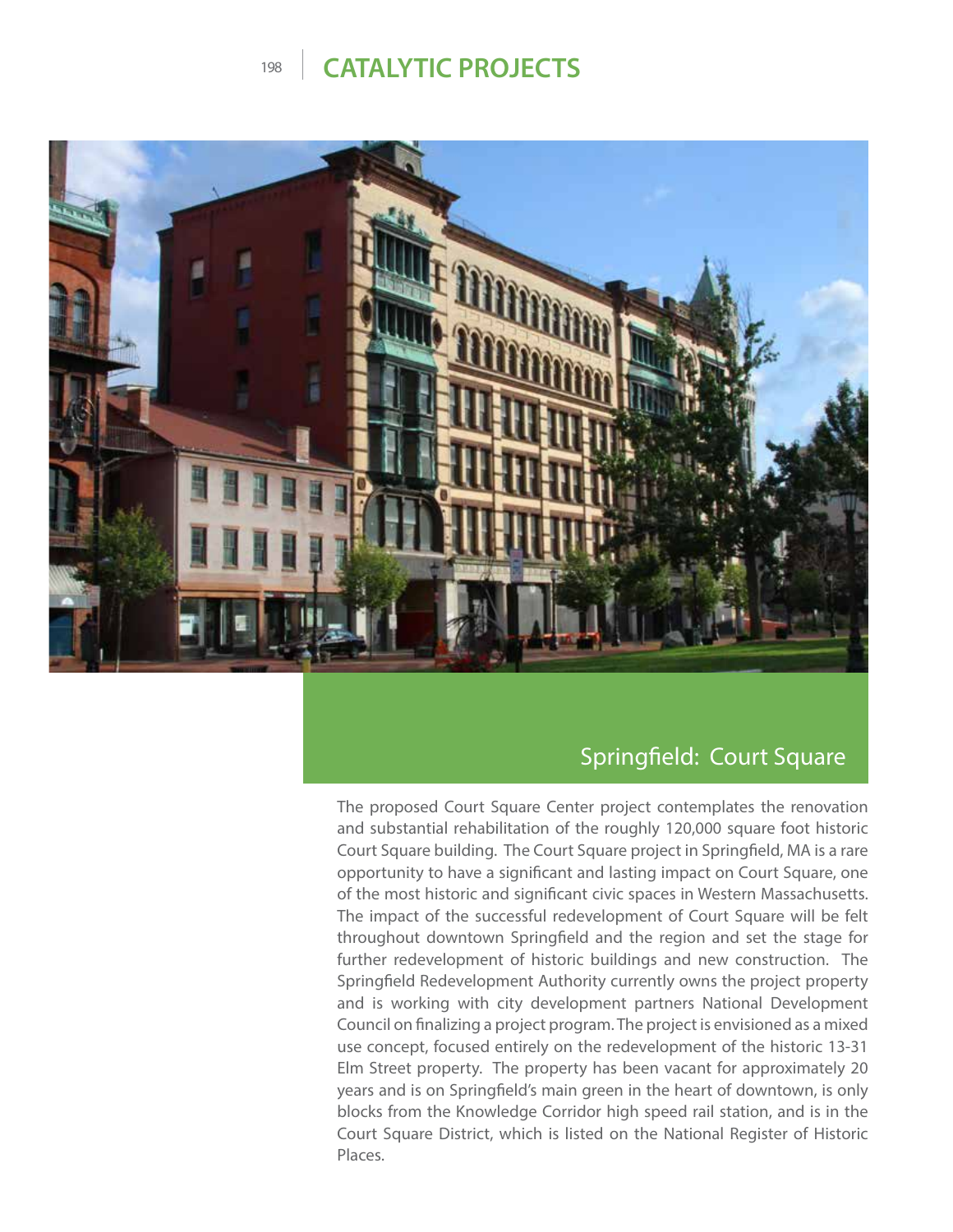## Springfield: Court Square

The proposed Court Square Center project contemplates the renovation and substantial rehabilitation of the roughly 120,000 square foot historic Court Square building. The Court Square project in Springfield, MA is a rare opportunity to have a significant and lasting impact on Court Square, one of the most historic and significant civic spaces in Western Massachusetts. The impact of the successful redevelopment of Court Square will be felt throughout downtown Springfield and the region and set the stage for further redevelopment of historic buildings and new construction. The Springfield Redevelopment Authority currently owns the project property and is working with city development partners National Development Council on finalizing a project program. The project is envisioned as a mixed use concept, focused entirely on the redevelopment of the historic 13-31 Elm Street property. The property has been vacant for approximately 20 years and is on Springfield's main green in the heart of downtown, is only blocks from the Knowledge Corridor high speed rail station, and is in the Court Square District, which is listed on the National Register of Historic Places.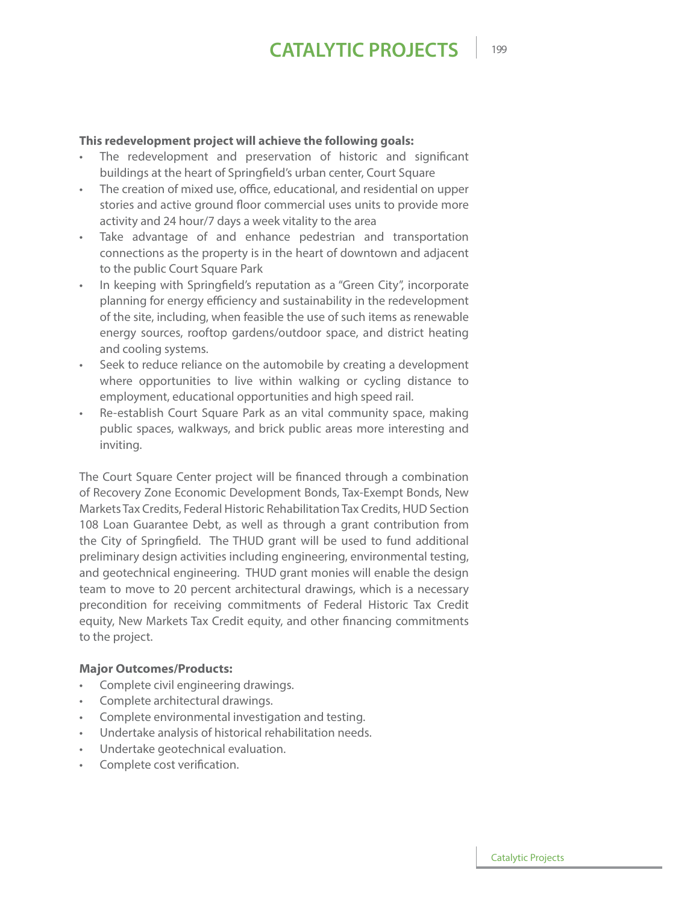**This redevelopment project will achieve the following goals:**

- The redevelopment and preservation of historic and significant buildings at the heart of Springfield's urban center, Court Square
- The creation of mixed use, office, educational, and residential on upper stories and active ground floor commercial uses units to provide more activity and 24 hour/7 days a week vitality to the area
- Take advantage of and enhance pedestrian and transportation connections as the property is in the heart of downtown and adjacent to the public Court Square Park
- In keeping with Springfield's reputation as a "Green City", incorporate planning for energy efficiency and sustainability in the redevelopment of the site, including, when feasible the use of such items as renewable energy sources, rooftop gardens/outdoor space, and district heating and cooling systems.
- Seek to reduce reliance on the automobile by creating a development where opportunities to live within walking or cycling distance to employment, educational opportunities and high speed rail.
- Re-establish Court Square Park as an vital community space, making public spaces, walkways, and brick public areas more interesting and inviting.

The Court Square Center project will be financed through a combination of Recovery Zone Economic Development Bonds, Tax-Exempt Bonds, New Markets Tax Credits, Federal Historic Rehabilitation Tax Credits, HUD Section 108 Loan Guarantee Debt, as well as through a grant contribution from the City of Springfield. The THUD grant will be used to fund additional preliminary design activities including engineering, environmental testing, and geotechnical engineering. THUD grant monies will enable the design team to move to 20 percent architectural drawings, which is a necessary precondition for receiving commitments of Federal Historic Tax Credit equity, New Markets Tax Credit equity, and other financing commitments to the project.

**Major Outcomes/Products:**

- Complete civil engineering drawings.
- Complete architectural drawings.
- Complete environmental investigation and testing.
- Undertake analysis of historical rehabilitation needs.
- Undertake geotechnical evaluation.
- Complete cost verification.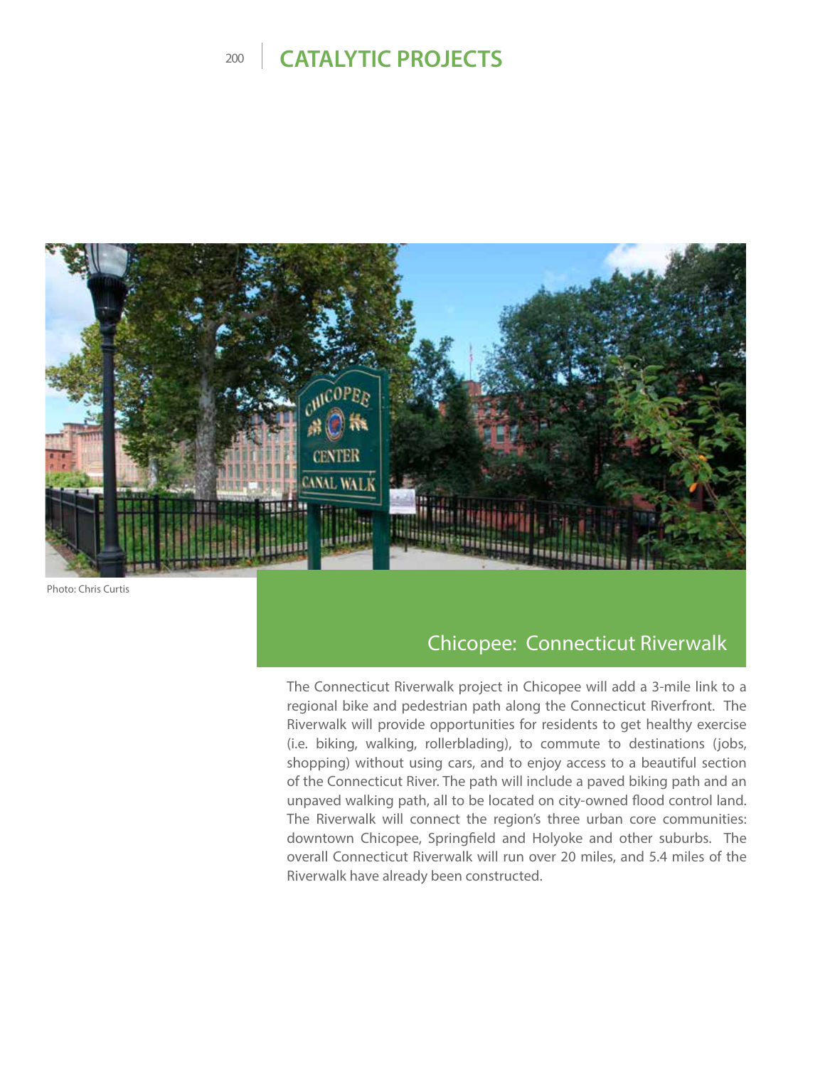Photo: Chris Curtis

## Chicopee: Connecticut Riverwalk

The Connecticut Riverwalk project in Chicopee will add a 3-mile link to a regional bike and pedestrian path along the Connecticut Riverfront. The Riverwalk will provide opportunities for residents to get healthy exercise (i.e. biking, walking, rollerblading), to commute to destinations (jobs, shopping) without using cars, and to enjoy access to a beautiful section of the Connecticut River. The path will include a paved biking path and an unpaved walking path, all to be located on city-owned flood control land. The Riverwalk will connect the region's three urban core communities: downtown Chicopee, Springfield and Holyoke and other suburbs. The overall Connecticut Riverwalk will run over 20 miles, and 5.4 miles of the Riverwalk have already been constructed.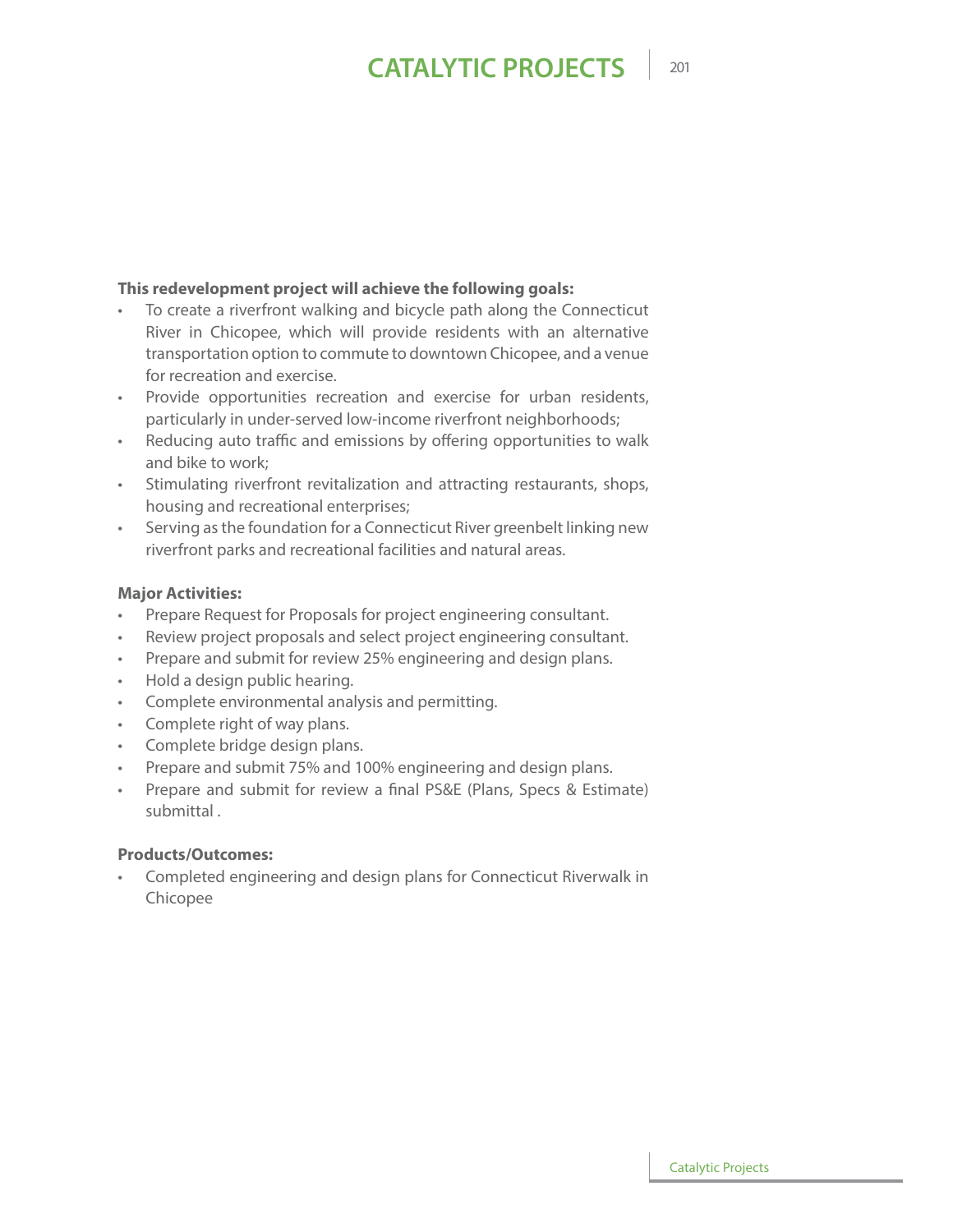**This redevelopment project will achieve the following goals:**

- To create a riverfront walking and bicycle path along the Connecticut River in Chicopee, which will provide residents with an alternative transportation option to commute to downtown Chicopee, and a venue for recreation and exercise.
- Provide opportunities recreation and exercise for urban residents, particularly in under-served low-income riverfront neighborhoods;
- Reducing auto traffic and emissions by offering opportunities to walk and bike to work;
- Stimulating riverfront revitalization and attracting restaurants, shops, housing and recreational enterprises;
- Serving as the foundation for a Connecticut River greenbelt linking new riverfront parks and recreational facilities and natural areas.

**Major Activities:**

- Prepare Request for Proposals for project engineering consultant.
- Review project proposals and select project engineering consultant.
- Prepare and submit for review 25% engineering and design plans.
- Hold a design public hearing.
- Complete environmental analysis and permitting.
- Complete right of way plans.
- Complete bridge design plans.
- Prepare and submit 75% and 100% engineering and design plans.
- Prepare and submit for review a final PS&E (Plans, Specs & Estimate) submittal .

**Products/Outcomes:**

- Completed engineering and design plans for Connecticut Riverwalk in Chicopee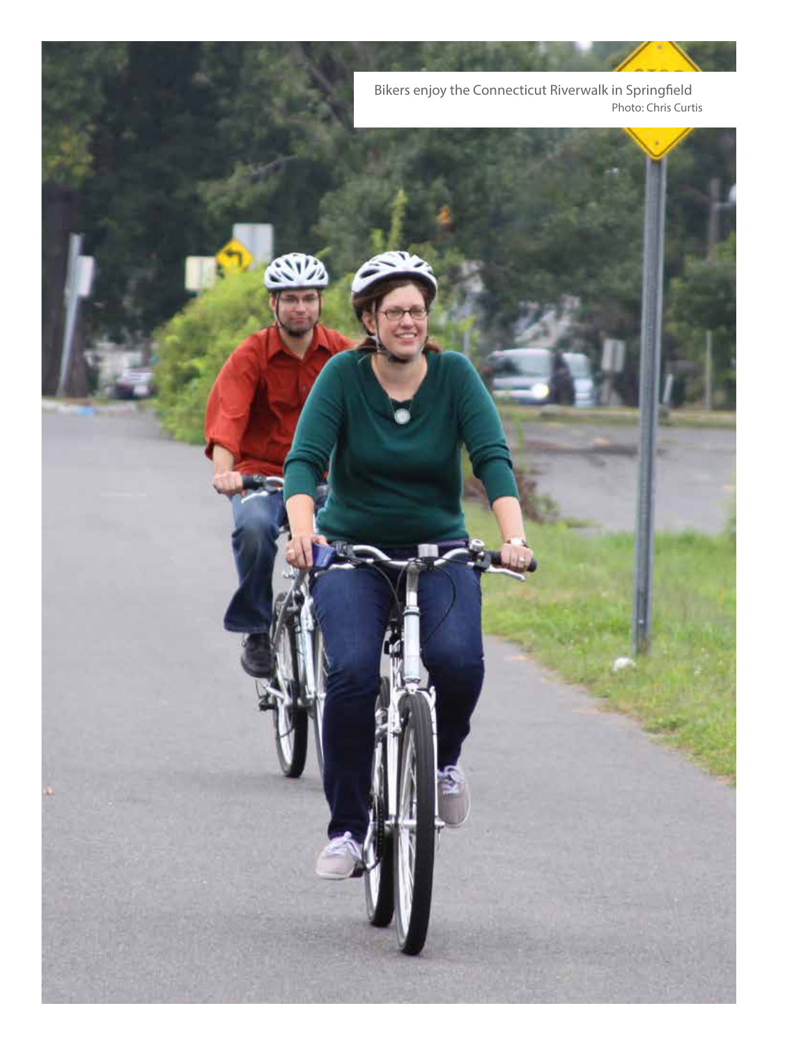Bikers enjoy the Connecticut Riverwalk in Springfield
Photo: Chris Curtis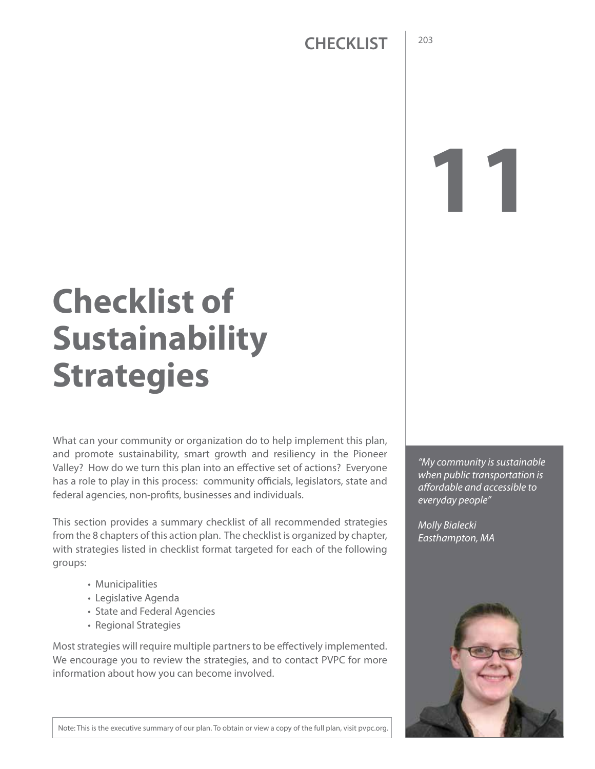# 11

# Checklist of Sustainability Strategies

What can your community or organization do to help implement this plan, and promote sustainability, smart growth and resiliency in the Pioneer Valley? How do we turn this plan into an effective set of actions? Everyone has a role to play in this process: community officials, legislators, state and federal agencies, non-profits, businesses and individuals.

This section provides a summary checklist of all recommended strategies from the 8 chapters of this action plan. The checklist is organized by chapter, with strategies listed in checklist format targeted for each of the following groups:

- Municipalities
- Legislative Agenda
- State and Federal Agencies
- Regional Strategies

Most strategies will require multiple partners to be effectively implemented. We encourage you to review the strategies, and to contact PVPC for more information about how you can become involved.

*"My community is sustainable when public transportation is affordable and accessible to everyday people"*

*Molly Bialecki*
*Easthampton, MA*

Note: This is the executive summary of our plan. To obtain or view a copy of the full plan, visit pvpc.org.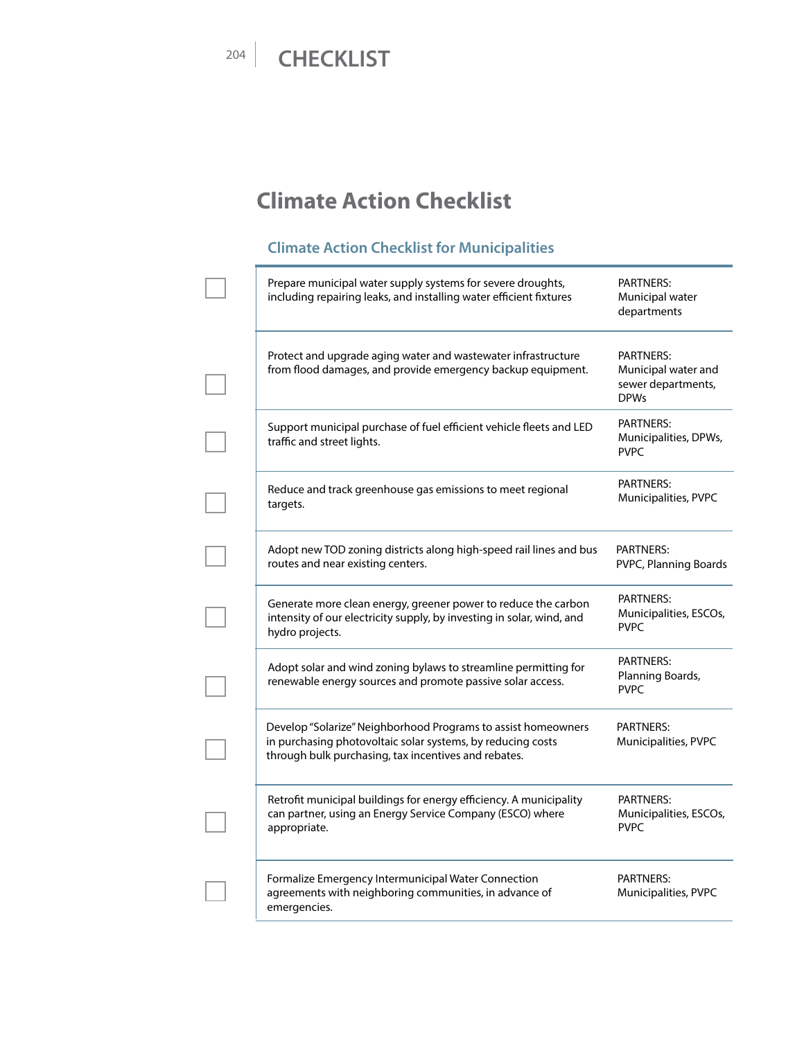# Climate Action Checklist

## Climate Action Checklist for Municipalities

| | Action | Partners |
|---|---|---|
| ☐ | Prepare municipal water supply systems for severe droughts, including repairing leaks, and installing water efficient fixtures | PARTNERS: Municipal water departments |
| ☐ | Protect and upgrade aging water and wastewater infrastructure from flood damages, and provide emergency backup equipment. | PARTNERS: Municipal water and sewer departments, DPWs |
| ☐ | Support municipal purchase of fuel efficient vehicle fleets and LED traffic and street lights. | PARTNERS: Municipalities, DPWs, PVPC |
| ☐ | Reduce and track greenhouse gas emissions to meet regional targets. | PARTNERS: Municipalities, PVPC |
| ☐ | Adopt new TOD zoning districts along high-speed rail lines and bus routes and near existing centers. | PARTNERS: PVPC, Planning Boards |
| ☐ | Generate more clean energy, greener power to reduce the carbon intensity of our electricity supply, by investing in solar, wind, and hydro projects. | PARTNERS: Municipalities, ESCOs, PVPC |
| ☐ | Adopt solar and wind zoning bylaws to streamline permitting for renewable energy sources and promote passive solar access. | PARTNERS: Planning Boards, PVPC |
| ☐ | Develop "Solarize" Neighborhood Programs to assist homeowners in purchasing photovoltaic solar systems, by reducing costs through bulk purchasing, tax incentives and rebates. | PARTNERS: Municipalities, PVPC |
| ☐ | Retrofit municipal buildings for energy efficiency. A municipality can partner, using an Energy Service Company (ESCO) where appropriate. | PARTNERS: Municipalities, ESCOs, PVPC |
| ☐ | Formalize Emergency Intermunicipal Water Connection agreements with neighboring communities, in advance of emergencies. | PARTNERS: Municipalities, PVPC |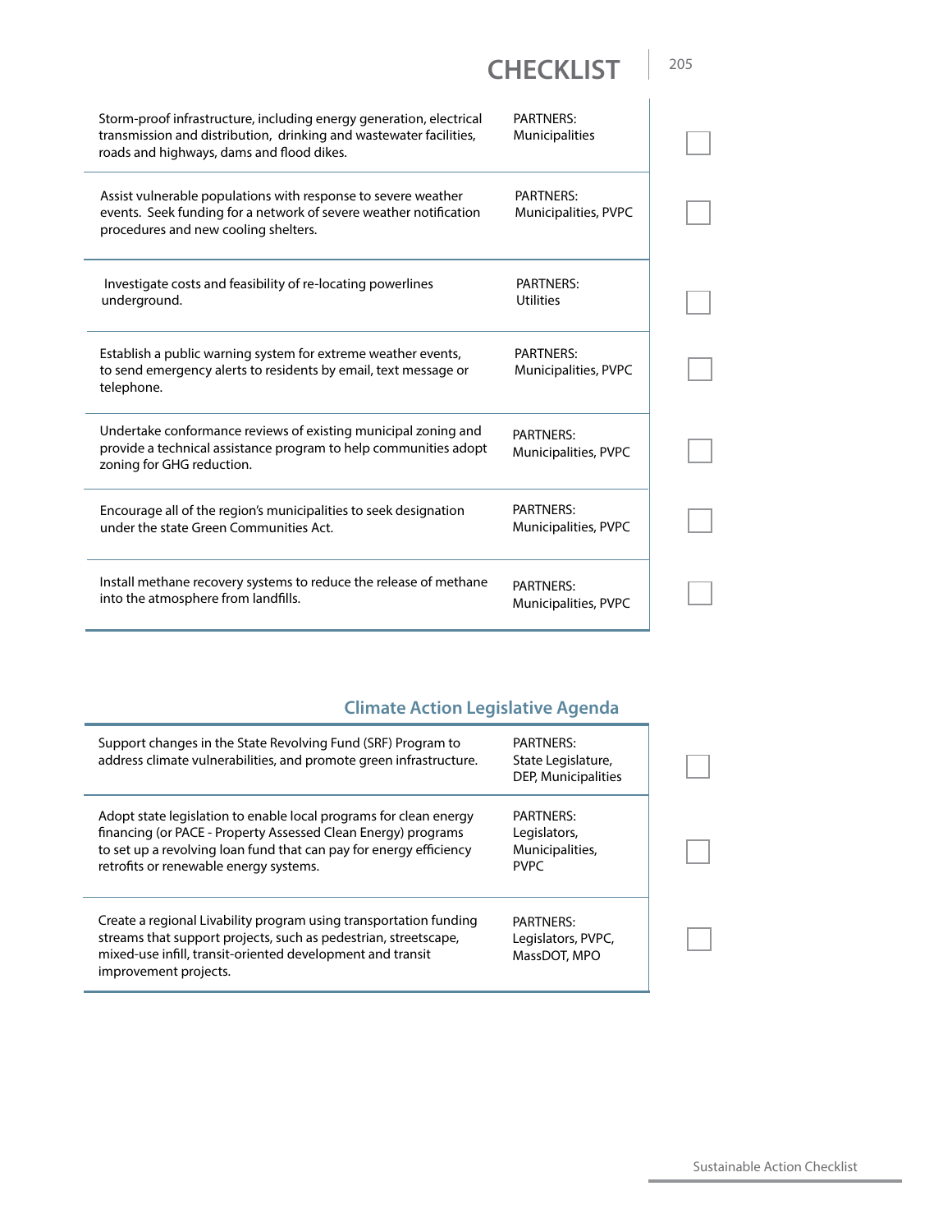# CHECKLIST

| Action | Partners | |
|---|---|---|
| Storm-proof infrastructure, including energy generation, electrical transmission and distribution, drinking and wastewater facilities, roads and highways, dams and flood dikes. | PARTNERS: Municipalities | ☐ |
| Assist vulnerable populations with response to severe weather events. Seek funding for a network of severe weather notification procedures and new cooling shelters. | PARTNERS: Municipalities, PVPC | ☐ |
| Investigate costs and feasibility of re-locating powerlines underground. | PARTNERS: Utilities | ☐ |
| Establish a public warning system for extreme weather events, to send emergency alerts to residents by email, text message or telephone. | PARTNERS: Municipalities, PVPC | ☐ |
| Undertake conformance reviews of existing municipal zoning and provide a technical assistance program to help communities adopt zoning for GHG reduction. | PARTNERS: Municipalities, PVPC | ☐ |
| Encourage all of the region's municipalities to seek designation under the state Green Communities Act. | PARTNERS: Municipalities, PVPC | ☐ |
| Install methane recovery systems to reduce the release of methane into the atmosphere from landfills. | PARTNERS: Municipalities, PVPC | ☐ |

## Climate Action Legislative Agenda

| Action | Partners | |
|---|---|---|
| Support changes in the State Revolving Fund (SRF) Program to address climate vulnerabilities, and promote green infrastructure. | PARTNERS: State Legislature, DEP, Municipalities | ☐ |
| Adopt state legislation to enable local programs for clean energy financing (or PACE - Property Assessed Clean Energy) programs to set up a revolving loan fund that can pay for energy efficiency retrofits or renewable energy systems. | PARTNERS: Legislators, Municipalities, PVPC | ☐ |
| Create a regional Livability program using transportation funding streams that support projects, such as pedestrian, streetscape, mixed-use infill, transit-oriented development and transit improvement projects. | PARTNERS: Legislators, PVPC, MassDOT, MPO | ☐ |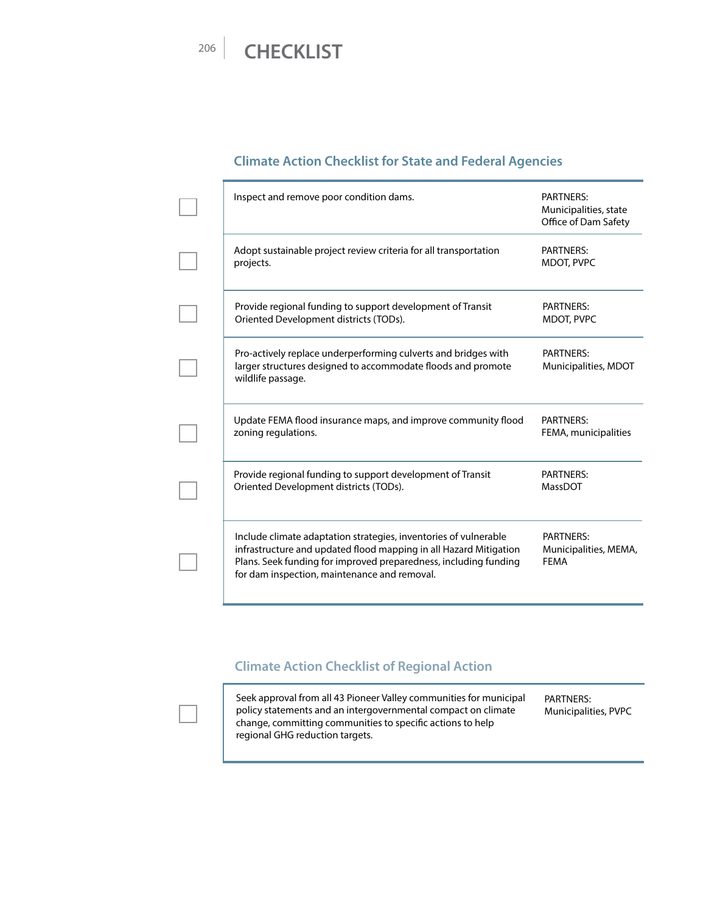# CHECKLIST

## Climate Action Checklist for State and Federal Agencies

| | Action | Partners |
|---|---|---|
| ☐ | Inspect and remove poor condition dams. | PARTNERS: Municipalities, state Office of Dam Safety |
| ☐ | Adopt sustainable project review criteria for all transportation projects. | PARTNERS: MDOT, PVPC |
| ☐ | Provide regional funding to support development of Transit Oriented Development districts (TODs). | PARTNERS: MDOT, PVPC |
| ☐ | Pro-actively replace underperforming culverts and bridges with larger structures designed to accommodate floods and promote wildlife passage. | PARTNERS: Municipalities, MDOT |
| ☐ | Update FEMA flood insurance maps, and improve community flood zoning regulations. | PARTNERS: FEMA, municipalities |
| ☐ | Provide regional funding to support development of Transit Oriented Development districts (TODs). | PARTNERS: MassDOT |
| ☐ | Include climate adaptation strategies, inventories of vulnerable infrastructure and updated flood mapping in all Hazard Mitigation Plans. Seek funding for improved preparedness, including funding for dam inspection, maintenance and removal. | PARTNERS: Municipalities, MEMA, FEMA |

## Climate Action Checklist of Regional Action

| | Action | Partners |
|---|---|---|
| ☐ | Seek approval from all 43 Pioneer Valley communities for municipal policy statements and an intergovernmental compact on climate change, committing communities to specific actions to help regional GHG reduction targets. | PARTNERS: Municipalities, PVPC |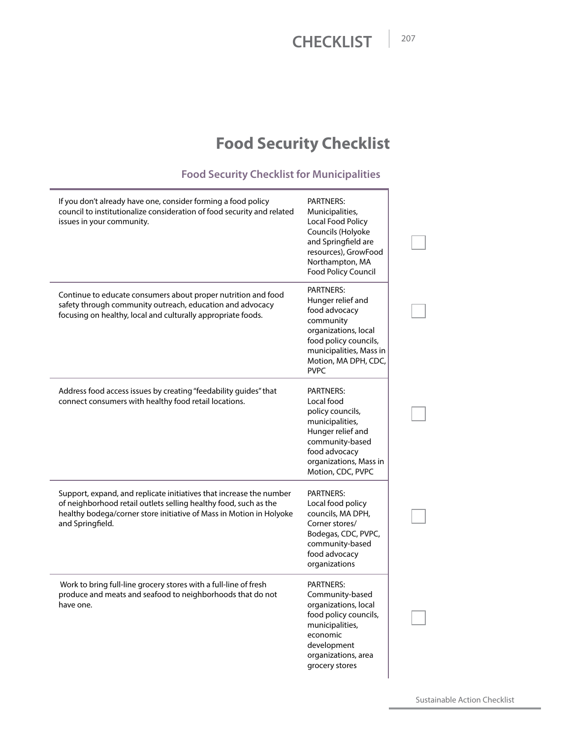# Food Security Checklist

## Food Security Checklist for Municipalities

| Action | Partners | |
|---|---|---|
| If you don't already have one, consider forming a food policy council to institutionalize consideration of food security and related issues in your community. | PARTNERS: Municipalities, Local Food Policy Councils (Holyoke and Springfield are resources), GrowFood Northampton, MA Food Policy Council | ☐ |
| Continue to educate consumers about proper nutrition and food safety through community outreach, education and advocacy focusing on healthy, local and culturally appropriate foods. | PARTNERS: Hunger relief and food advocacy community organizations, local food policy councils, municipalities, Mass in Motion, MA DPH, CDC, PVPC | ☐ |
| Address food access issues by creating "feedability guides" that connect consumers with healthy food retail locations. | PARTNERS: Local food policy councils, municipalities, Hunger relief and community-based food advocacy organizations, Mass in Motion, CDC, PVPC | ☐ |
| Support, expand, and replicate initiatives that increase the number of neighborhood retail outlets selling healthy food, such as the healthy bodega/corner store initiative of Mass in Motion in Holyoke and Springfield. | PARTNERS: Local food policy councils, MA DPH, Corner stores/ Bodegas, CDC, PVPC, community-based food advocacy organizations | ☐ |
| Work to bring full-line grocery stores with a full-line of fresh produce and meats and seafood to neighborhoods that do not have one. | PARTNERS: Community-based organizations, local food policy councils, municipalities, economic development organizations, area grocery stores | ☐ |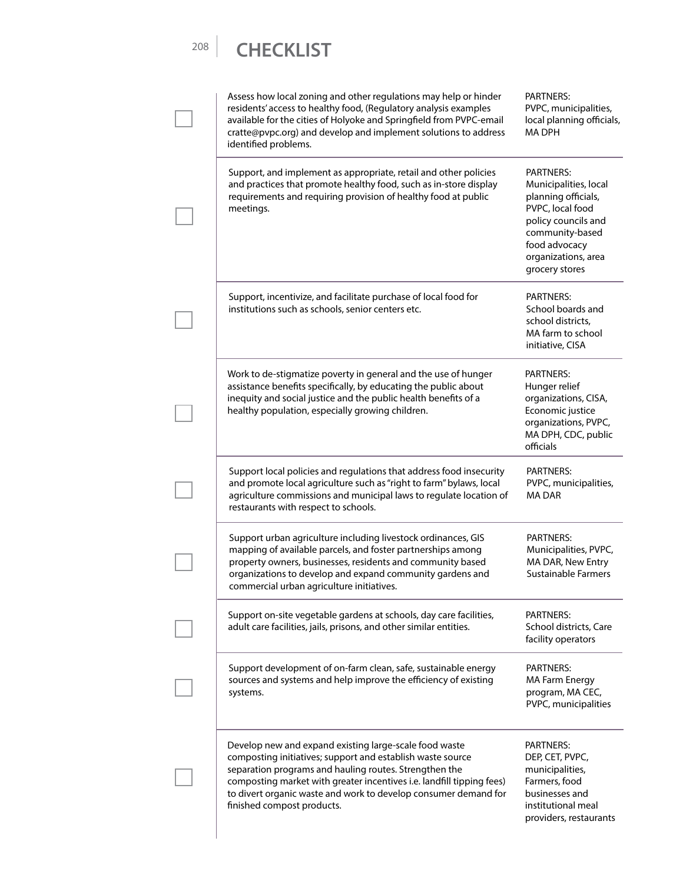# CHECKLIST

- [ ] Assess how local zoning and other regulations may help or hinder residents' access to healthy food, (Regulatory analysis examples available for the cities of Holyoke and Springfield from PVPC-email cratte@pvpc.org) and develop and implement solutions to address identified problems.

  PARTNERS: PVPC, municipalities, local planning officials, MA DPH

- [ ] Support, and implement as appropriate, retail and other policies and practices that promote healthy food, such as in-store display requirements and requiring provision of healthy food at public meetings.

  PARTNERS: Municipalities, local planning officials, PVPC, local food policy councils and community-based food advocacy organizations, area grocery stores

- [ ] Support, incentivize, and facilitate purchase of local food for institutions such as schools, senior centers etc.

  PARTNERS: School boards and school districts, MA farm to school initiative, CISA

- [ ] Work to de-stigmatize poverty in general and the use of hunger assistance benefits specifically, by educating the public about inequity and social justice and the public health benefits of a healthy population, especially growing children.

  PARTNERS: Hunger relief organizations, CISA, Economic justice organizations, PVPC, MA DPH, CDC, public officials

- [ ] Support local policies and regulations that address food insecurity and promote local agriculture such as "right to farm" bylaws, local agriculture commissions and municipal laws to regulate location of restaurants with respect to schools.

  PARTNERS: PVPC, municipalities, MA DAR

- [ ] Support urban agriculture including livestock ordinances, GIS mapping of available parcels, and foster partnerships among property owners, businesses, residents and community based organizations to develop and expand community gardens and commercial urban agriculture initiatives.

  PARTNERS: Municipalities, PVPC, MA DAR, New Entry Sustainable Farmers

- [ ] Support on-site vegetable gardens at schools, day care facilities, adult care facilities, jails, prisons, and other similar entities.

  PARTNERS: School districts, Care facility operators

- [ ] Support development of on-farm clean, safe, sustainable energy sources and systems and help improve the efficiency of existing systems.

  PARTNERS: MA Farm Energy program, MA CEC, PVPC, municipalities

- [ ] Develop new and expand existing large-scale food waste composting initiatives; support and establish waste source separation programs and hauling routes. Strengthen the composting market with greater incentives i.e. landfill tipping fees) to divert organic waste and work to develop consumer demand for finished compost products.

  PARTNERS: DEP, CET, PVPC, municipalities, Farmers, food businesses and institutional meal providers, restaurants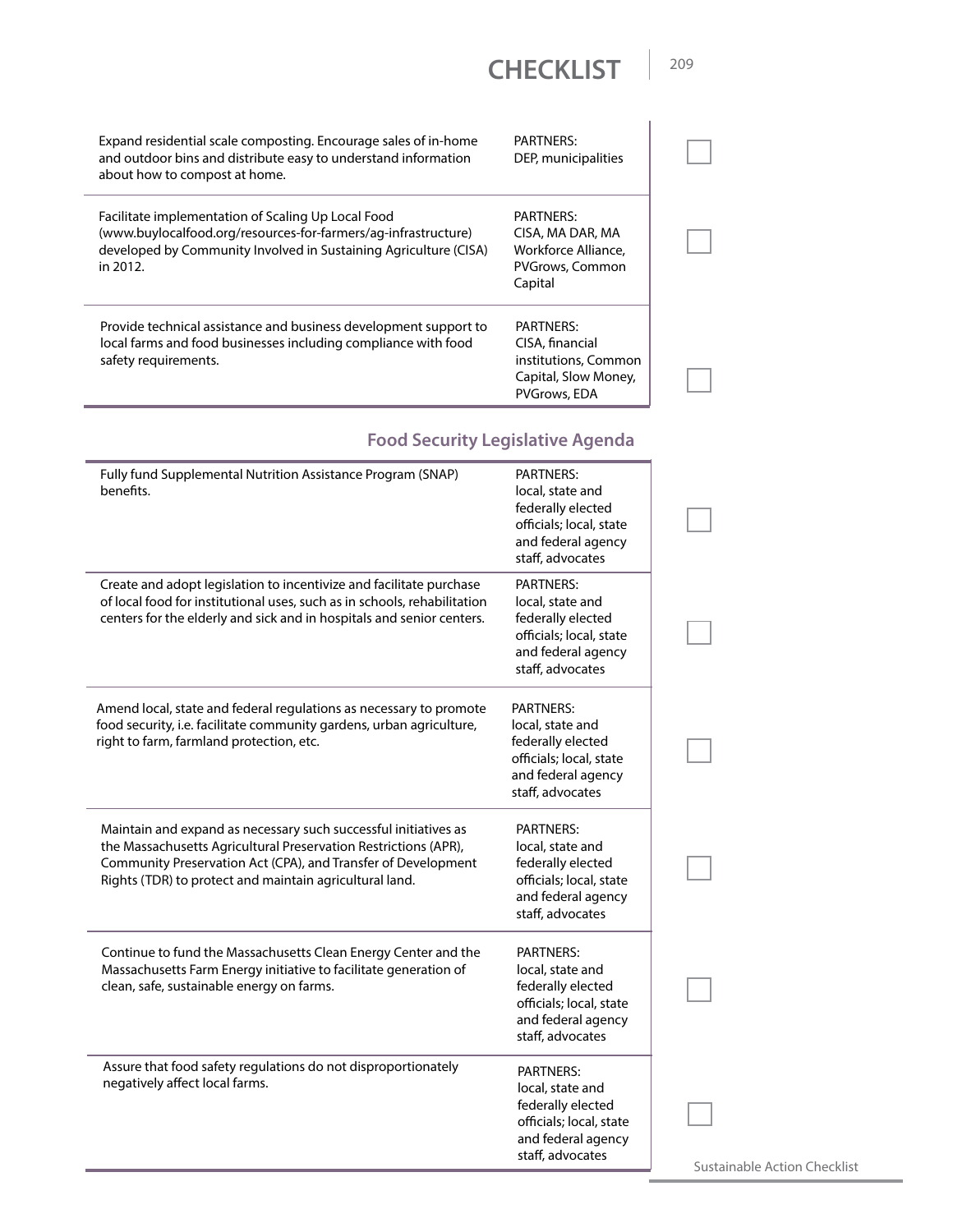| Action | Partners | |
|---|---|---|
| Expand residential scale composting. Encourage sales of in-home and outdoor bins and distribute easy to understand information about how to compost at home. | PARTNERS: DEP, municipalities | ☐ |
| Facilitate implementation of Scaling Up Local Food (www.buylocalfood.org/resources-for-farmers/ag-infrastructure) developed by Community Involved in Sustaining Agriculture (CISA) in 2012. | PARTNERS: CISA, MA DAR, MA Workforce Alliance, PVGrows, Common Capital | ☐ |
| Provide technical assistance and business development support to local farms and food businesses including compliance with food safety requirements. | PARTNERS: CISA, financial institutions, Common Capital, Slow Money, PVGrows, EDA | ☐ |

### Food Security Legislative Agenda

| Action | Partners | |
|---|---|---|
| Fully fund Supplemental Nutrition Assistance Program (SNAP) benefits. | PARTNERS: local, state and federally elected officials; local, state and federal agency staff, advocates | ☐ |
| Create and adopt legislation to incentivize and facilitate purchase of local food for institutional uses, such as in schools, rehabilitation centers for the elderly and sick and in hospitals and senior centers. | PARTNERS: local, state and federally elected officials; local, state and federal agency staff, advocates | ☐ |
| Amend local, state and federal regulations as necessary to promote food security, i.e. facilitate community gardens, urban agriculture, right to farm, farmland protection, etc. | PARTNERS: local, state and federally elected officials; local, state and federal agency staff, advocates | ☐ |
| Maintain and expand as necessary such successful initiatives as the Massachusetts Agricultural Preservation Restrictions (APR), Community Preservation Act (CPA), and Transfer of Development Rights (TDR) to protect and maintain agricultural land. | PARTNERS: local, state and federally elected officials; local, state and federal agency staff, advocates | ☐ |
| Continue to fund the Massachusetts Clean Energy Center and the Massachusetts Farm Energy initiative to facilitate generation of clean, safe, sustainable energy on farms. | PARTNERS: local, state and federally elected officials; local, state and federal agency staff, advocates | ☐ |
| Assure that food safety regulations do not disproportionately negatively affect local farms. | PARTNERS: local, state and federally elected officials; local, state and federal agency staff, advocates | ☐ |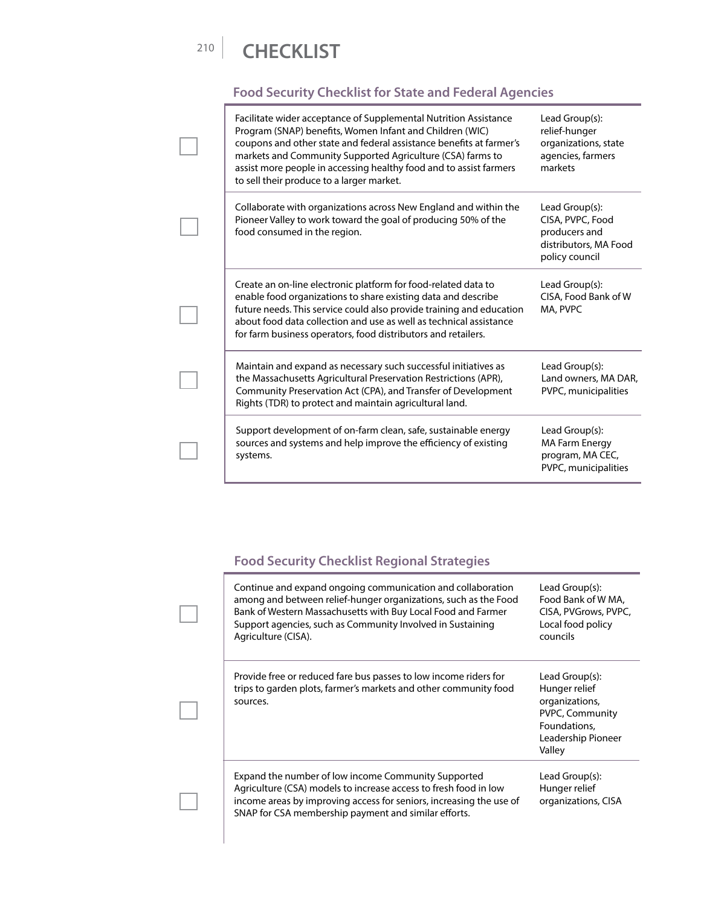# CHECKLIST

## Food Security Checklist for State and Federal Agencies

| | Action | Lead Group(s) |
|---|---|---|
| ☐ | Facilitate wider acceptance of Supplemental Nutrition Assistance Program (SNAP) benefits, Women Infant and Children (WIC) coupons and other state and federal assistance benefits at farmer's markets and Community Supported Agriculture (CSA) farms to assist more people in accessing healthy food and to assist farmers to sell their produce to a larger market. | Lead Group(s): relief-hunger organizations, state agencies, farmers markets |
| ☐ | Collaborate with organizations across New England and within the Pioneer Valley to work toward the goal of producing 50% of the food consumed in the region. | Lead Group(s): CISA, PVPC, Food producers and distributors, MA Food policy council |
| ☐ | Create an on-line electronic platform for food-related data to enable food organizations to share existing data and describe future needs. This service could also provide training and education about food data collection and use as well as technical assistance for farm business operators, food distributors and retailers. | Lead Group(s): CISA, Food Bank of W MA, PVPC |
| ☐ | Maintain and expand as necessary such successful initiatives as the Massachusetts Agricultural Preservation Restrictions (APR), Community Preservation Act (CPA), and Transfer of Development Rights (TDR) to protect and maintain agricultural land. | Lead Group(s): Land owners, MA DAR, PVPC, municipalities |
| ☐ | Support development of on-farm clean, safe, sustainable energy sources and systems and help improve the efficiency of existing systems. | Lead Group(s): MA Farm Energy program, MA CEC, PVPC, municipalities |

## Food Security Checklist Regional Strategies

| | Action | Lead Group(s) |
|---|---|---|
| ☐ | Continue and expand ongoing communication and collaboration among and between relief-hunger organizations, such as the Food Bank of Western Massachusetts with Buy Local Food and Farmer Support agencies, such as Community Involved in Sustaining Agriculture (CISA). | Lead Group(s): Food Bank of W MA, CISA, PVGrows, PVPC, Local food policy councils |
| ☐ | Provide free or reduced fare bus passes to low income riders for trips to garden plots, farmer's markets and other community food sources. | Lead Group(s): Hunger relief organizations, PVPC, Community Foundations, Leadership Pioneer Valley |
| ☐ | Expand the number of low income Community Supported Agriculture (CSA) models to increase access to fresh food in low income areas by improving access for seniors, increasing the use of SNAP for CSA membership payment and similar efforts. | Lead Group(s): Hunger relief organizations, CISA |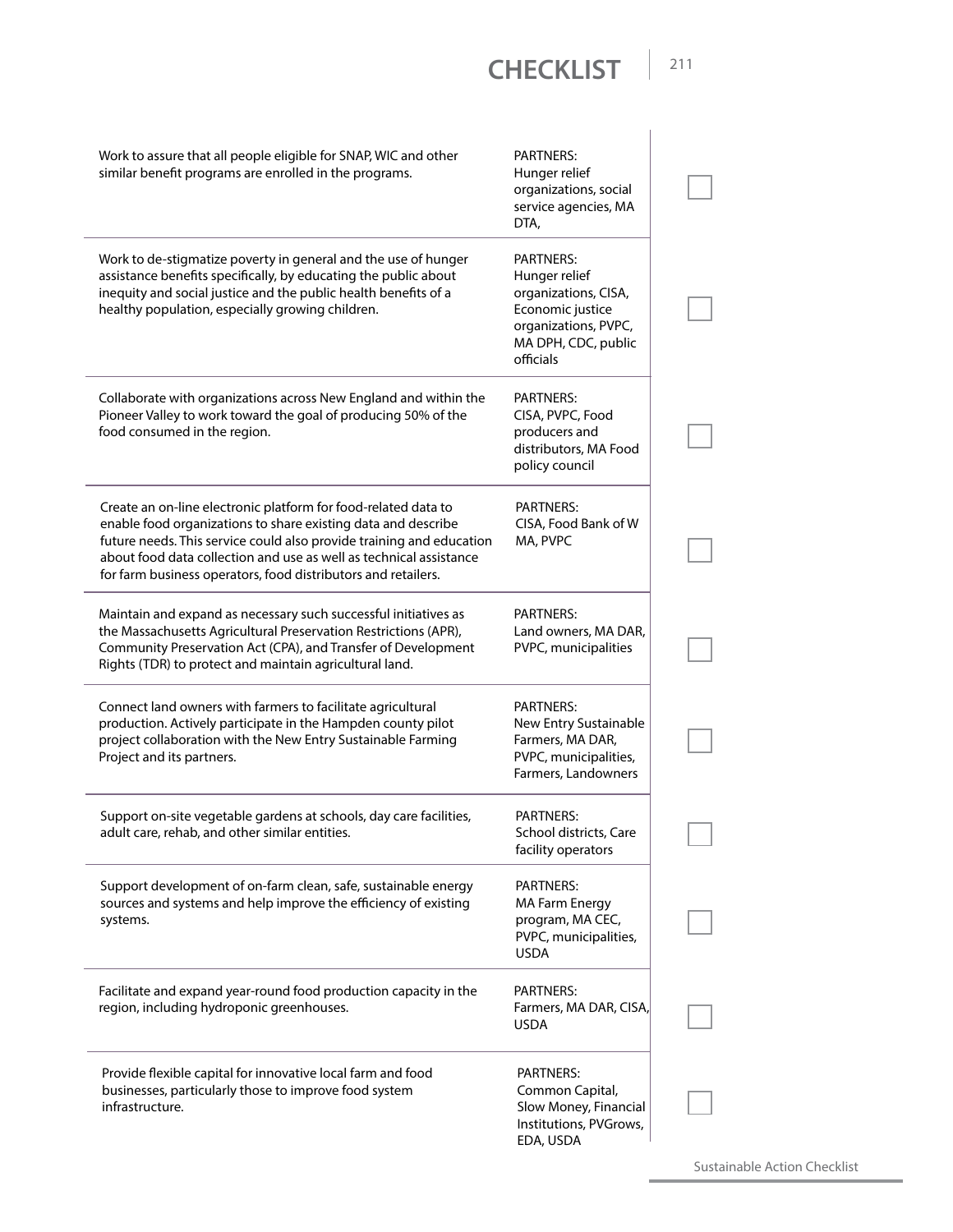# CHECKLIST

| Action | Partners | |
|---|---|---|
| Work to assure that all people eligible for SNAP, WIC and other similar benefit programs are enrolled in the programs. | PARTNERS: Hunger relief organizations, social service agencies, MA DTA, | ☐ |
| Work to de-stigmatize poverty in general and the use of hunger assistance benefits specifically, by educating the public about inequity and social justice and the public health benefits of a healthy population, especially growing children. | PARTNERS: Hunger relief organizations, CISA, Economic justice organizations, PVPC, MA DPH, CDC, public officials | ☐ |
| Collaborate with organizations across New England and within the Pioneer Valley to work toward the goal of producing 50% of the food consumed in the region. | PARTNERS: CISA, PVPC, Food producers and distributors, MA Food policy council | ☐ |
| Create an on-line electronic platform for food-related data to enable food organizations to share existing data and describe future needs. This service could also provide training and education about food data collection and use as well as technical assistance for farm business operators, food distributors and retailers. | PARTNERS: CISA, Food Bank of W MA, PVPC | ☐ |
| Maintain and expand as necessary such successful initiatives as the Massachusetts Agricultural Preservation Restrictions (APR), Community Preservation Act (CPA), and Transfer of Development Rights (TDR) to protect and maintain agricultural land. | PARTNERS: Land owners, MA DAR, PVPC, municipalities | ☐ |
| Connect land owners with farmers to facilitate agricultural production. Actively participate in the Hampden county pilot project collaboration with the New Entry Sustainable Farming Project and its partners. | PARTNERS: New Entry Sustainable Farmers, MA DAR, PVPC, municipalities, Farmers, Landowners | ☐ |
| Support on-site vegetable gardens at schools, day care facilities, adult care, rehab, and other similar entities. | PARTNERS: School districts, Care facility operators | ☐ |
| Support development of on-farm clean, safe, sustainable energy sources and systems and help improve the efficiency of existing systems. | PARTNERS: MA Farm Energy program, MA CEC, PVPC, municipalities, USDA | ☐ |
| Facilitate and expand year-round food production capacity in the region, including hydroponic greenhouses. | PARTNERS: Farmers, MA DAR, CISA, USDA | ☐ |
| Provide flexible capital for innovative local farm and food businesses, particularly those to improve food system infrastructure. | PARTNERS: Common Capital, Slow Money, Financial Institutions, PVGrows, EDA, USDA | ☐ |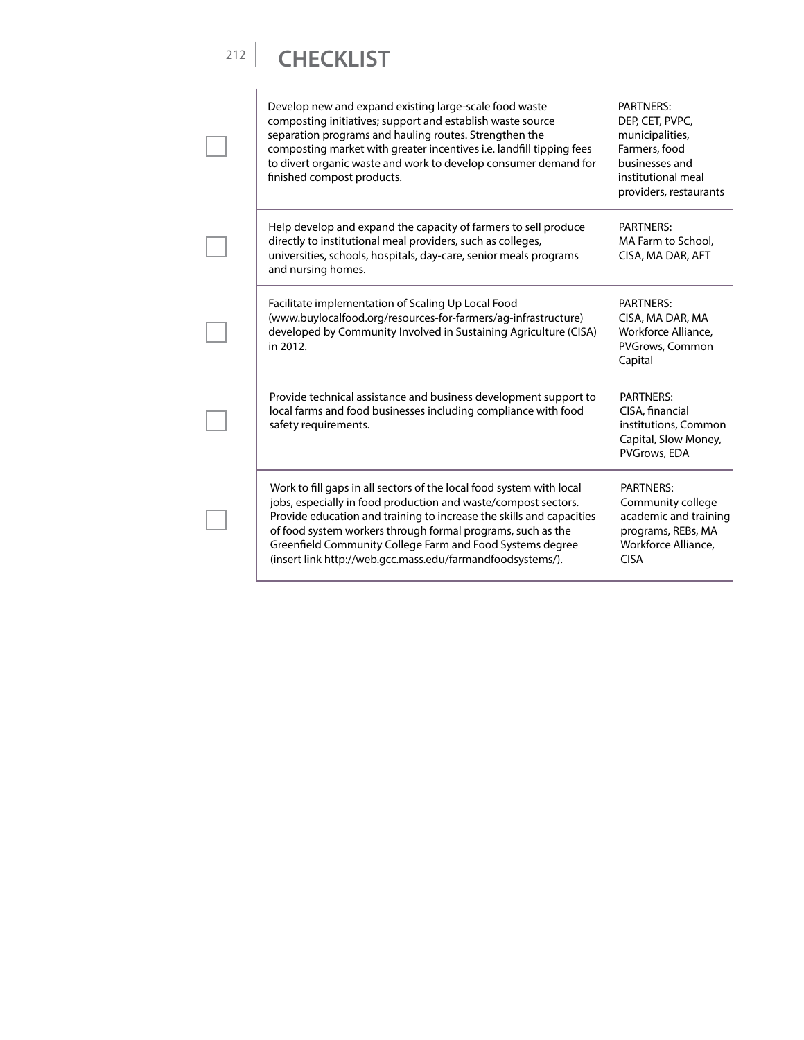# CHECKLIST

| | Action | Partners |
|---|---|---|
| ☐ | Develop new and expand existing large-scale food waste composting initiatives; support and establish waste source separation programs and hauling routes. Strengthen the composting market with greater incentives i.e. landfill tipping fees to divert organic waste and work to develop consumer demand for finished compost products. | PARTNERS: DEP, CET, PVPC, municipalities, Farmers, food businesses and institutional meal providers, restaurants |
| ☐ | Help develop and expand the capacity of farmers to sell produce directly to institutional meal providers, such as colleges, universities, schools, hospitals, day-care, senior meals programs and nursing homes. | PARTNERS: MA Farm to School, CISA, MA DAR, AFT |
| ☐ | Facilitate implementation of Scaling Up Local Food (www.buylocalfood.org/resources-for-farmers/ag-infrastructure) developed by Community Involved in Sustaining Agriculture (CISA) in 2012. | PARTNERS: CISA, MA DAR, MA Workforce Alliance, PVGrows, Common Capital |
| ☐ | Provide technical assistance and business development support to local farms and food businesses including compliance with food safety requirements. | PARTNERS: CISA, financial institutions, Common Capital, Slow Money, PVGrows, EDA |
| ☐ | Work to fill gaps in all sectors of the local food system with local jobs, especially in food production and waste/compost sectors. Provide education and training to increase the skills and capacities of food system workers through formal programs, such as the Greenfield Community College Farm and Food Systems degree (insert link http://web.gcc.mass.edu/farmandfoodsystems/). | PARTNERS: Community college academic and training programs, REBs, MA Workforce Alliance, CISA |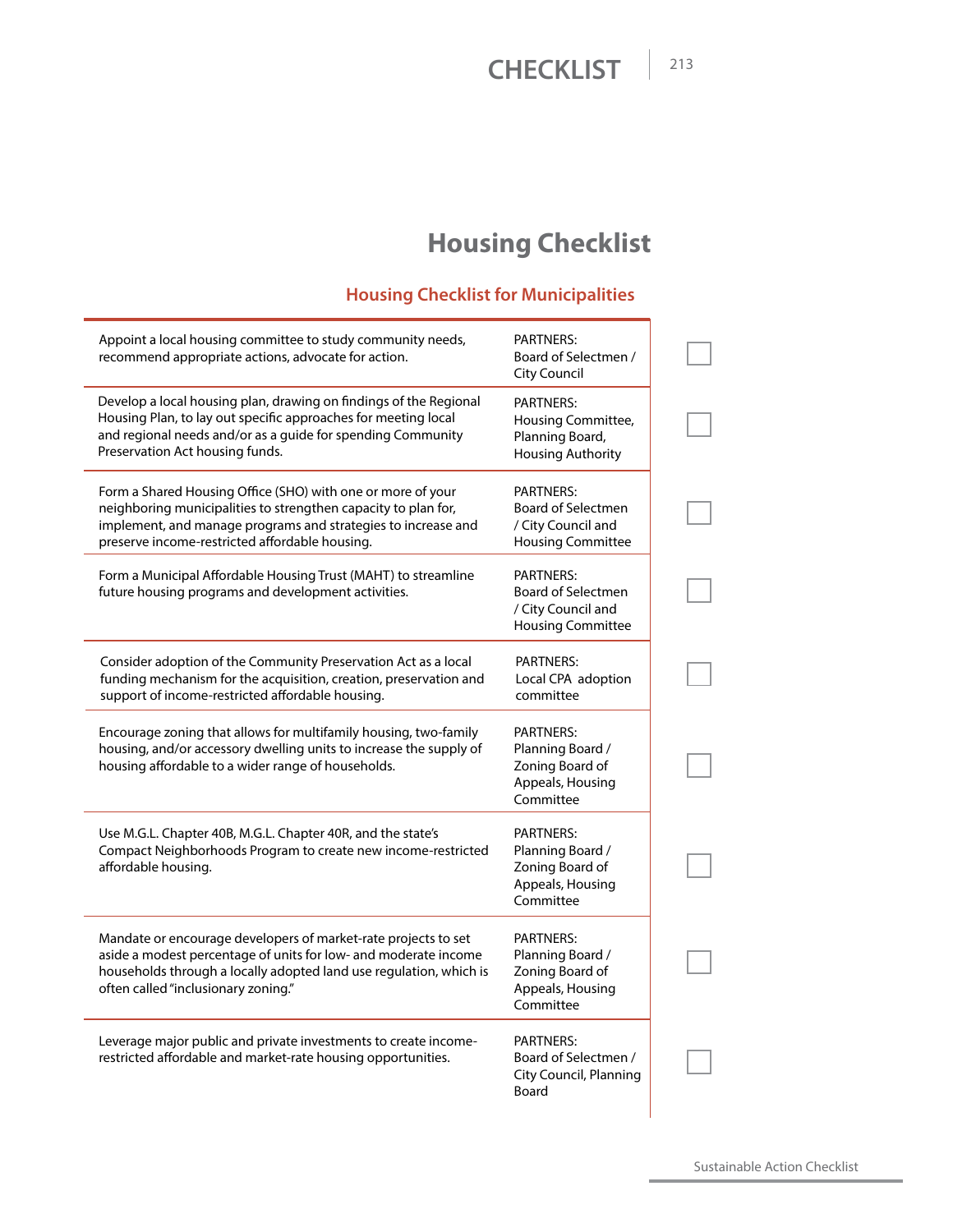# Housing Checklist

## Housing Checklist for Municipalities

| Action | Partners | |
|---|---|---|
| Appoint a local housing committee to study community needs, recommend appropriate actions, advocate for action. | PARTNERS: Board of Selectmen / City Council | ☐ |
| Develop a local housing plan, drawing on findings of the Regional Housing Plan, to lay out specific approaches for meeting local and regional needs and/or as a guide for spending Community Preservation Act housing funds. | PARTNERS: Housing Committee, Planning Board, Housing Authority | ☐ |
| Form a Shared Housing Office (SHO) with one or more of your neighboring municipalities to strengthen capacity to plan for, implement, and manage programs and strategies to increase and preserve income-restricted affordable housing. | PARTNERS: Board of Selectmen / City Council and Housing Committee | ☐ |
| Form a Municipal Affordable Housing Trust (MAHT) to streamline future housing programs and development activities. | PARTNERS: Board of Selectmen / City Council and Housing Committee | ☐ |
| Consider adoption of the Community Preservation Act as a local funding mechanism for the acquisition, creation, preservation and support of income-restricted affordable housing. | PARTNERS: Local CPA adoption committee | ☐ |
| Encourage zoning that allows for multifamily housing, two-family housing, and/or accessory dwelling units to increase the supply of housing affordable to a wider range of households. | PARTNERS: Planning Board / Zoning Board of Appeals, Housing Committee | ☐ |
| Use M.G.L. Chapter 40B, M.G.L. Chapter 40R, and the state's Compact Neighborhoods Program to create new income-restricted affordable housing. | PARTNERS: Planning Board / Zoning Board of Appeals, Housing Committee | ☐ |
| Mandate or encourage developers of market-rate projects to set aside a modest percentage of units for low- and moderate income households through a locally adopted land use regulation, which is often called "inclusionary zoning." | PARTNERS: Planning Board / Zoning Board of Appeals, Housing Committee | ☐ |
| Leverage major public and private investments to create income-restricted affordable and market-rate housing opportunities. | PARTNERS: Board of Selectmen / City Council, Planning Board | ☐ |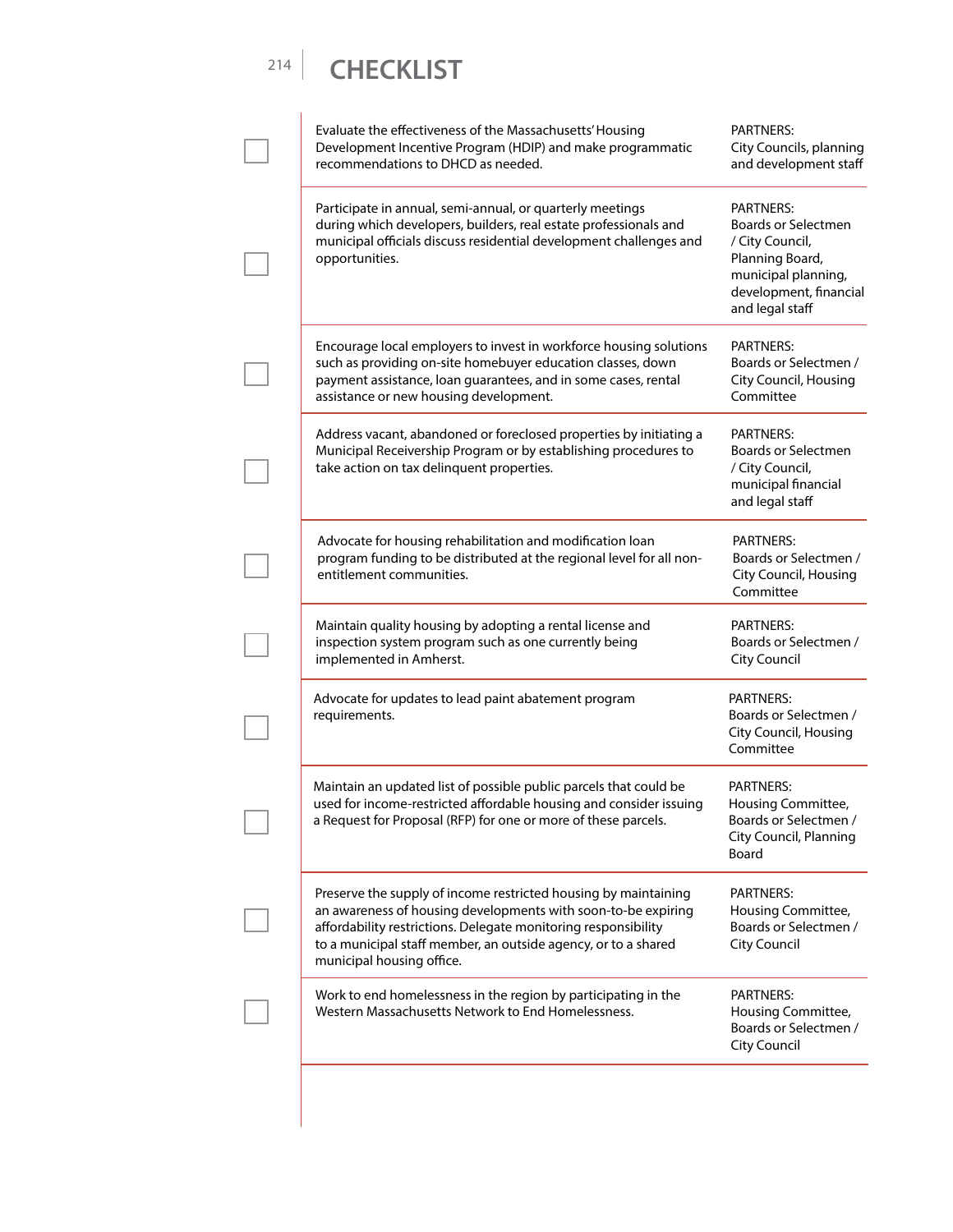# CHECKLIST

| | Action | Partners |
|---|---|---|
| ☐ | Evaluate the effectiveness of the Massachusetts' Housing Development Incentive Program (HDIP) and make programmatic recommendations to DHCD as needed. | PARTNERS: City Councils, planning and development staff |
| ☐ | Participate in annual, semi-annual, or quarterly meetings during which developers, builders, real estate professionals and municipal officials discuss residential development challenges and opportunities. | PARTNERS: Boards or Selectmen / City Council, Planning Board, municipal planning, development, financial and legal staff |
| ☐ | Encourage local employers to invest in workforce housing solutions such as providing on-site homebuyer education classes, down payment assistance, loan guarantees, and in some cases, rental assistance or new housing development. | PARTNERS: Boards or Selectmen / City Council, Housing Committee |
| ☐ | Address vacant, abandoned or foreclosed properties by initiating a Municipal Receivership Program or by establishing procedures to take action on tax delinquent properties. | PARTNERS: Boards or Selectmen / City Council, municipal financial and legal staff |
| ☐ | Advocate for housing rehabilitation and modification loan program funding to be distributed at the regional level for all non-entitlement communities. | PARTNERS: Boards or Selectmen / City Council, Housing Committee |
| ☐ | Maintain quality housing by adopting a rental license and inspection system program such as one currently being implemented in Amherst. | PARTNERS: Boards or Selectmen / City Council |
| ☐ | Advocate for updates to lead paint abatement program requirements. | PARTNERS: Boards or Selectmen / City Council, Housing Committee |
| ☐ | Maintain an updated list of possible public parcels that could be used for income-restricted affordable housing and consider issuing a Request for Proposal (RFP) for one or more of these parcels. | PARTNERS: Housing Committee, Boards or Selectmen / City Council, Planning Board |
| ☐ | Preserve the supply of income restricted housing by maintaining an awareness of housing developments with soon-to-be expiring affordability restrictions. Delegate monitoring responsibility to a municipal staff member, an outside agency, or to a shared municipal housing office. | PARTNERS: Housing Committee, Boards or Selectmen / City Council |
| ☐ | Work to end homelessness in the region by participating in the Western Massachusetts Network to End Homelessness. | PARTNERS: Housing Committee, Boards or Selectmen / City Council |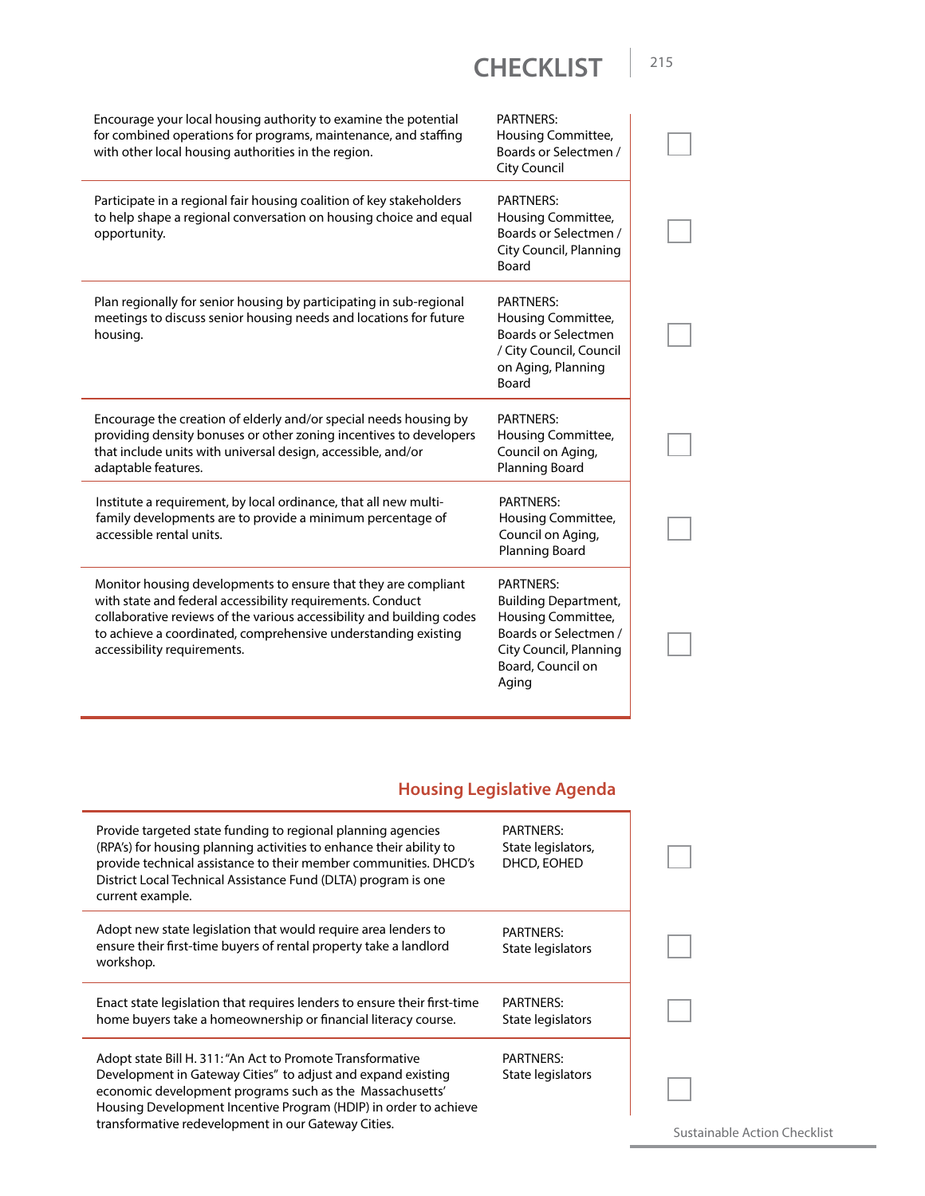# CHECKLIST

| Action | Partners | |
|---|---|---|
| Encourage your local housing authority to examine the potential for combined operations for programs, maintenance, and staffing with other local housing authorities in the region. | PARTNERS: Housing Committee, Boards or Selectmen / City Council | ☐ |
| Participate in a regional fair housing coalition of key stakeholders to help shape a regional conversation on housing choice and equal opportunity. | PARTNERS: Housing Committee, Boards or Selectmen / City Council, Planning Board | ☐ |
| Plan regionally for senior housing by participating in sub-regional meetings to discuss senior housing needs and locations for future housing. | PARTNERS: Housing Committee, Boards or Selectmen / City Council, Council on Aging, Planning Board | ☐ |
| Encourage the creation of elderly and/or special needs housing by providing density bonuses or other zoning incentives to developers that include units with universal design, accessible, and/or adaptable features. | PARTNERS: Housing Committee, Council on Aging, Planning Board | ☐ |
| Institute a requirement, by local ordinance, that all new multi-family developments are to provide a minimum percentage of accessible rental units. | PARTNERS: Housing Committee, Council on Aging, Planning Board | ☐ |
| Monitor housing developments to ensure that they are compliant with state and federal accessibility requirements. Conduct collaborative reviews of the various accessibility and building codes to achieve a coordinated, comprehensive understanding existing accessibility requirements. | PARTNERS: Building Department, Housing Committee, Boards or Selectmen / City Council, Planning Board, Council on Aging | ☐ |

## Housing Legislative Agenda

| Action | Partners | |
|---|---|---|
| Provide targeted state funding to regional planning agencies (RPA's) for housing planning activities to enhance their ability to provide technical assistance to their member communities. DHCD's District Local Technical Assistance Fund (DLTA) program is one current example. | PARTNERS: State legislators, DHCD, EOHED | ☐ |
| Adopt new state legislation that would require area lenders to ensure their first-time buyers of rental property take a landlord workshop. | PARTNERS: State legislators | ☐ |
| Enact state legislation that requires lenders to ensure their first-time home buyers take a homeownership or financial literacy course. | PARTNERS: State legislators | ☐ |
| Adopt state Bill H. 311: "An Act to Promote Transformative Development in Gateway Cities" to adjust and expand existing economic development programs such as the Massachusetts' Housing Development Incentive Program (HDIP) in order to achieve transformative redevelopment in our Gateway Cities. | PARTNERS: State legislators | ☐ |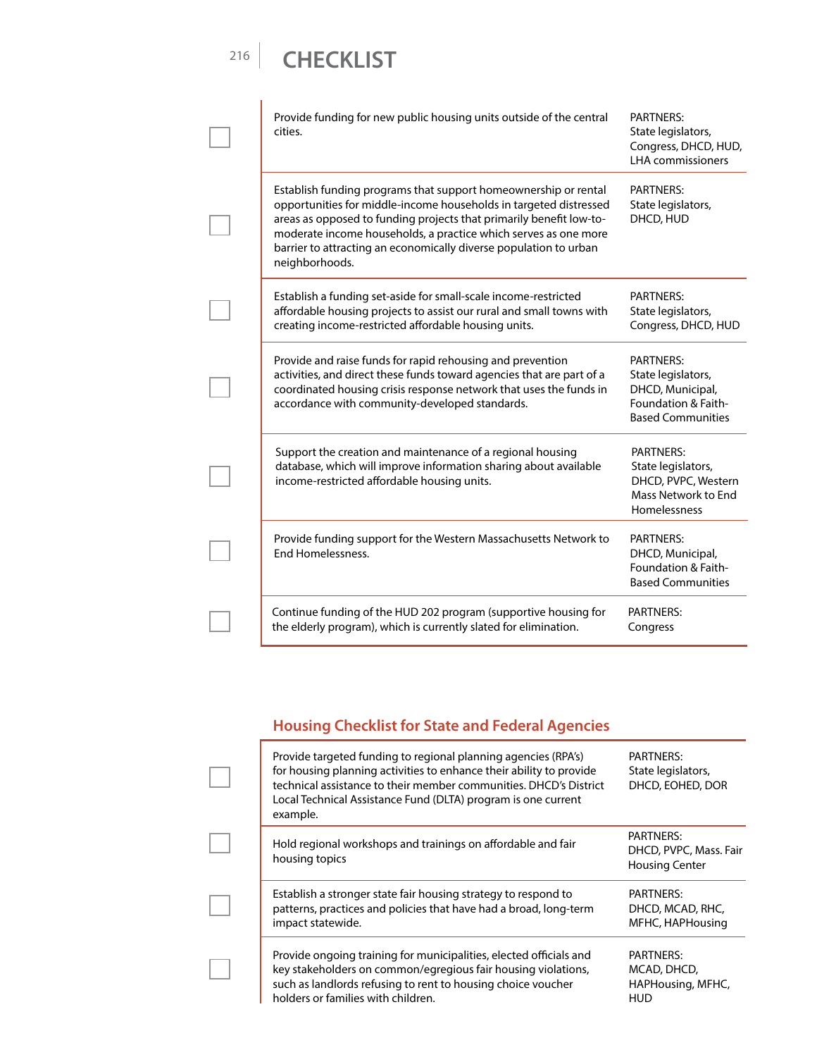# CHECKLIST

| | Action | Partners |
|---|---|---|
| ☐ | Provide funding for new public housing units outside of the central cities. | PARTNERS: State legislators, Congress, DHCD, HUD, LHA commissioners |
| ☐ | Establish funding programs that support homeownership or rental opportunities for middle-income households in targeted distressed areas as opposed to funding projects that primarily benefit low-to-moderate income households, a practice which serves as one more barrier to attracting an economically diverse population to urban neighborhoods. | PARTNERS: State legislators, DHCD, HUD |
| ☐ | Establish a funding set-aside for small-scale income-restricted affordable housing projects to assist our rural and small towns with creating income-restricted affordable housing units. | PARTNERS: State legislators, Congress, DHCD, HUD |
| ☐ | Provide and raise funds for rapid rehousing and prevention activities, and direct these funds toward agencies that are part of a coordinated housing crisis response network that uses the funds in accordance with community-developed standards. | PARTNERS: State legislators, DHCD, Municipal, Foundation & Faith-Based Communities |
| ☐ | Support the creation and maintenance of a regional housing database, which will improve information sharing about available income-restricted affordable housing units. | PARTNERS: State legislators, DHCD, PVPC, Western Mass Network to End Homelessness |
| ☐ | Provide funding support for the Western Massachusetts Network to End Homelessness. | PARTNERS: DHCD, Municipal, Foundation & Faith-Based Communities |
| ☐ | Continue funding of the HUD 202 program (supportive housing for the elderly program), which is currently slated for elimination. | PARTNERS: Congress |

## Housing Checklist for State and Federal Agencies

| | Action | Partners |
|---|---|---|
| ☐ | Provide targeted funding to regional planning agencies (RPA's) for housing planning activities to enhance their ability to provide technical assistance to their member communities. DHCD's District Local Technical Assistance Fund (DLTA) program is one current example. | PARTNERS: State legislators, DHCD, EOHED, DOR |
| ☐ | Hold regional workshops and trainings on affordable and fair housing topics | PARTNERS: DHCD, PVPC, Mass. Fair Housing Center |
| ☐ | Establish a stronger state fair housing strategy to respond to patterns, practices and policies that have had a broad, long-term impact statewide. | PARTNERS: DHCD, MCAD, RHC, MFHC, HAPHousing |
| ☐ | Provide ongoing training for municipalities, elected officials and key stakeholders on common/egregious fair housing violations, such as landlords refusing to rent to housing choice voucher holders or families with children. | PARTNERS: MCAD, DHCD, HAPHousing, MFHC, HUD |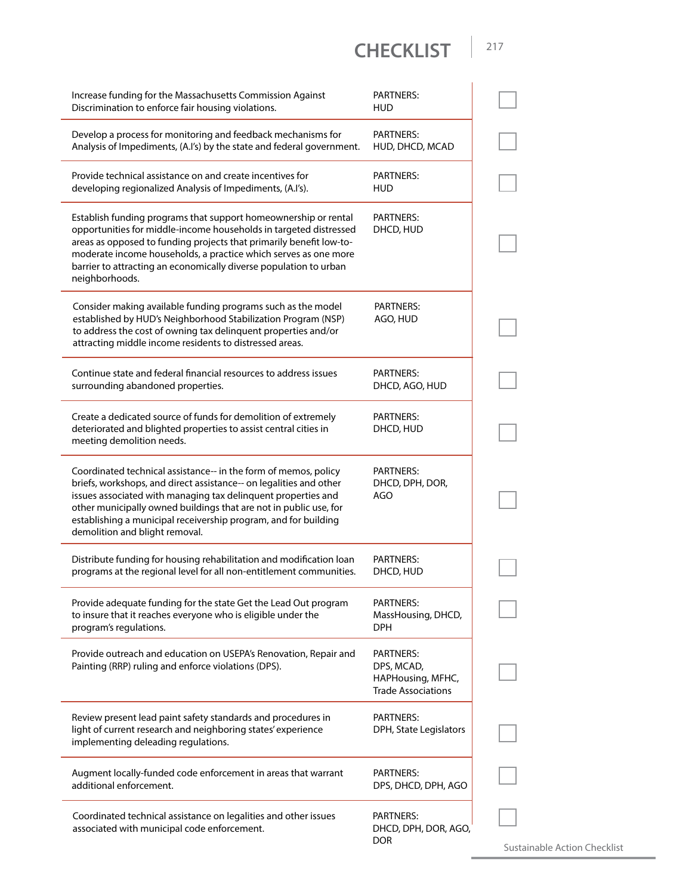# CHECKLIST

| Action | Partners | |
|---|---|---|
| Increase funding for the Massachusetts Commission Against Discrimination to enforce fair housing violations. | PARTNERS: HUD | ☐ |
| Develop a process for monitoring and feedback mechanisms for Analysis of Impediments, (A.I's) by the state and federal government. | PARTNERS: HUD, DHCD, MCAD | ☐ |
| Provide technical assistance on and create incentives for developing regionalized Analysis of Impediments, (A.I's). | PARTNERS: HUD | ☐ |
| Establish funding programs that support homeownership or rental opportunities for middle-income households in targeted distressed areas as opposed to funding projects that primarily benefit low-to-moderate income households, a practice which serves as one more barrier to attracting an economically diverse population to urban neighborhoods. | PARTNERS: DHCD, HUD | ☐ |
| Consider making available funding programs such as the model established by HUD's Neighborhood Stabilization Program (NSP) to address the cost of owning tax delinquent properties and/or attracting middle income residents to distressed areas. | PARTNERS: AGO, HUD | ☐ |
| Continue state and federal financial resources to address issues surrounding abandoned properties. | PARTNERS: DHCD, AGO, HUD | ☐ |
| Create a dedicated source of funds for demolition of extremely deteriorated and blighted properties to assist central cities in meeting demolition needs. | PARTNERS: DHCD, HUD | ☐ |
| Coordinated technical assistance-- in the form of memos, policy briefs, workshops, and direct assistance-- on legalities and other issues associated with managing tax delinquent properties and other municipally owned buildings that are not in public use, for establishing a municipal receivership program, and for building demolition and blight removal. | PARTNERS: DHCD, DPH, DOR, AGO | ☐ |
| Distribute funding for housing rehabilitation and modification loan programs at the regional level for all non-entitlement communities. | PARTNERS: DHCD, HUD | ☐ |
| Provide adequate funding for the state Get the Lead Out program to insure that it reaches everyone who is eligible under the program's regulations. | PARTNERS: MassHousing, DHCD, DPH | ☐ |
| Provide outreach and education on USEPA's Renovation, Repair and Painting (RRP) ruling and enforce violations (DPS). | PARTNERS: DPS, MCAD, HAPHousing, MFHC, Trade Associations | ☐ |
| Review present lead paint safety standards and procedures in light of current research and neighboring states' experience implementing deleading regulations. | PARTNERS: DPH, State Legislators | ☐ |
| Augment locally-funded code enforcement in areas that warrant additional enforcement. | PARTNERS: DPS, DHCD, DPH, AGO | ☐ |
| Coordinated technical assistance on legalities and other issues associated with municipal code enforcement. | PARTNERS: DHCD, DPH, DOR, AGO, DOR | ☐ |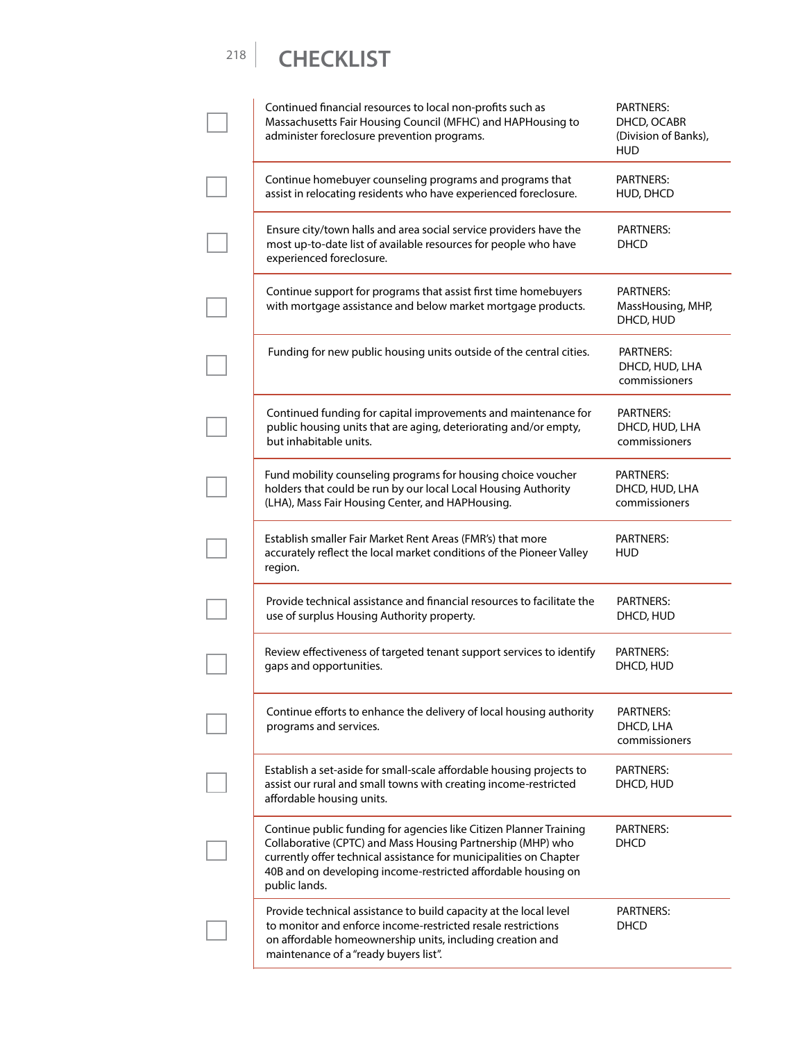# CHECKLIST

| | Action | Partners |
|---|---|---|
| ☐ | Continued financial resources to local non-profits such as Massachusetts Fair Housing Council (MFHC) and HAPHousing to administer foreclosure prevention programs. | PARTNERS: DHCD, OCABR (Division of Banks), HUD |
| ☐ | Continue homebuyer counseling programs and programs that assist in relocating residents who have experienced foreclosure. | PARTNERS: HUD, DHCD |
| ☐ | Ensure city/town halls and area social service providers have the most up-to-date list of available resources for people who have experienced foreclosure. | PARTNERS: DHCD |
| ☐ | Continue support for programs that assist first time homebuyers with mortgage assistance and below market mortgage products. | PARTNERS: MassHousing, MHP, DHCD, HUD |
| ☐ | Funding for new public housing units outside of the central cities. | PARTNERS: DHCD, HUD, LHA commissioners |
| ☐ | Continued funding for capital improvements and maintenance for public housing units that are aging, deteriorating and/or empty, but inhabitable units. | PARTNERS: DHCD, HUD, LHA commissioners |
| ☐ | Fund mobility counseling programs for housing choice voucher holders that could be run by our local Local Housing Authority (LHA), Mass Fair Housing Center, and HAPHousing. | PARTNERS: DHCD, HUD, LHA commissioners |
| ☐ | Establish smaller Fair Market Rent Areas (FMR's) that more accurately reflect the local market conditions of the Pioneer Valley region. | PARTNERS: HUD |
| ☐ | Provide technical assistance and financial resources to facilitate the use of surplus Housing Authority property. | PARTNERS: DHCD, HUD |
| ☐ | Review effectiveness of targeted tenant support services to identify gaps and opportunities. | PARTNERS: DHCD, HUD |
| ☐ | Continue efforts to enhance the delivery of local housing authority programs and services. | PARTNERS: DHCD, LHA commissioners |
| ☐ | Establish a set-aside for small-scale affordable housing projects to assist our rural and small towns with creating income-restricted affordable housing units. | PARTNERS: DHCD, HUD |
| ☐ | Continue public funding for agencies like Citizen Planner Training Collaborative (CPTC) and Mass Housing Partnership (MHP) who currently offer technical assistance for municipalities on Chapter 40B and on developing income-restricted affordable housing on public lands. | PARTNERS: DHCD |
| ☐ | Provide technical assistance to build capacity at the local level to monitor and enforce income-restricted resale restrictions on affordable homeownership units, including creation and maintenance of a "ready buyers list". | PARTNERS: DHCD |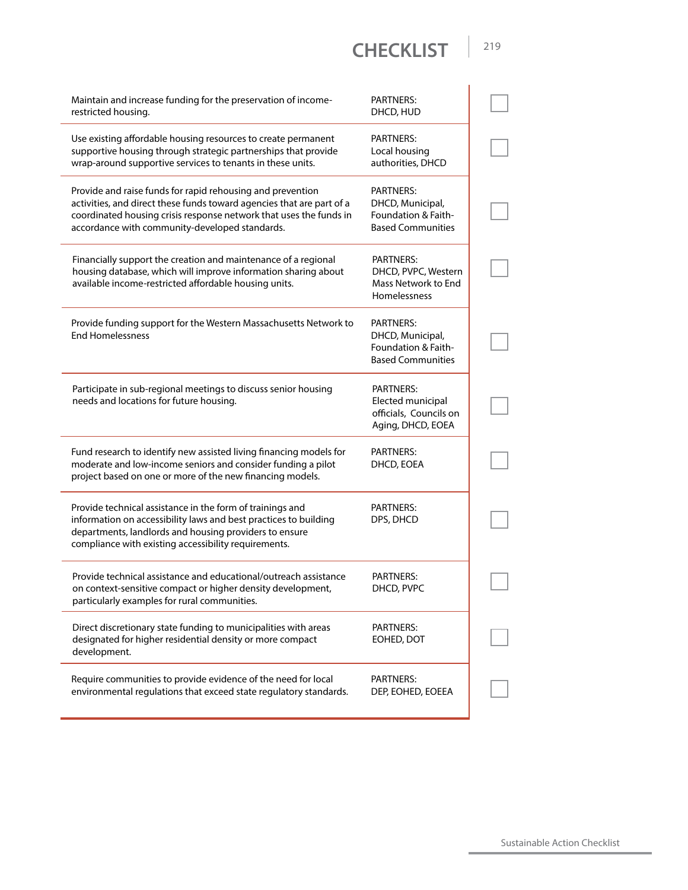# CHECKLIST

| Action | Partners | |
|---|---|---|
| Maintain and increase funding for the preservation of income-restricted housing. | PARTNERS: DHCD, HUD | ☐ |
| Use existing affordable housing resources to create permanent supportive housing through strategic partnerships that provide wrap-around supportive services to tenants in these units. | PARTNERS: Local housing authorities, DHCD | ☐ |
| Provide and raise funds for rapid rehousing and prevention activities, and direct these funds toward agencies that are part of a coordinated housing crisis response network that uses the funds in accordance with community-developed standards. | PARTNERS: DHCD, Municipal, Foundation & Faith-Based Communities | ☐ |
| Financially support the creation and maintenance of a regional housing database, which will improve information sharing about available income-restricted affordable housing units. | PARTNERS: DHCD, PVPC, Western Mass Network to End Homelessness | ☐ |
| Provide funding support for the Western Massachusetts Network to End Homelessness | PARTNERS: DHCD, Municipal, Foundation & Faith-Based Communities | ☐ |
| Participate in sub-regional meetings to discuss senior housing needs and locations for future housing. | PARTNERS: Elected municipal officials, Councils on Aging, DHCD, EOEA | ☐ |
| Fund research to identify new assisted living financing models for moderate and low-income seniors and consider funding a pilot project based on one or more of the new financing models. | PARTNERS: DHCD, EOEA | ☐ |
| Provide technical assistance in the form of trainings and information on accessibility laws and best practices to building departments, landlords and housing providers to ensure compliance with existing accessibility requirements. | PARTNERS: DPS, DHCD | ☐ |
| Provide technical assistance and educational/outreach assistance on context-sensitive compact or higher density development, particularly examples for rural communities. | PARTNERS: DHCD, PVPC | ☐ |
| Direct discretionary state funding to municipalities with areas designated for higher residential density or more compact development. | PARTNERS: EOHED, DOT | ☐ |
| Require communities to provide evidence of the need for local environmental regulations that exceed state regulatory standards. | PARTNERS: DEP, EOHED, EOEEA | ☐ |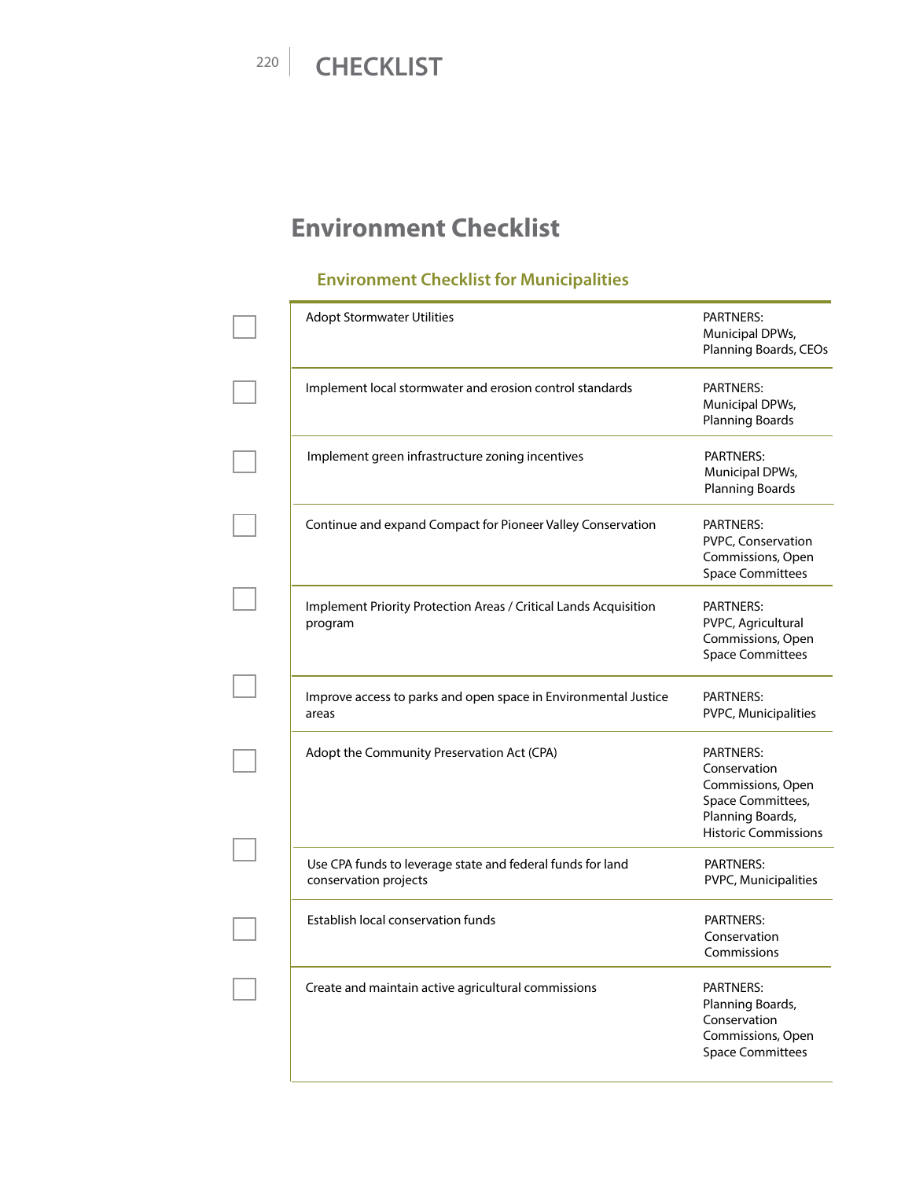# Environment Checklist

## Environment Checklist for Municipalities

| | Action | Partners |
|---|---|---|
| ☐ | Adopt Stormwater Utilities | PARTNERS: Municipal DPWs, Planning Boards, CEOs |
| ☐ | Implement local stormwater and erosion control standards | PARTNERS: Municipal DPWs, Planning Boards |
| ☐ | Implement green infrastructure zoning incentives | PARTNERS: Municipal DPWs, Planning Boards |
| ☐ | Continue and expand Compact for Pioneer Valley Conservation | PARTNERS: PVPC, Conservation Commissions, Open Space Committees |
| ☐ | Implement Priority Protection Areas / Critical Lands Acquisition program | PARTNERS: PVPC, Agricultural Commissions, Open Space Committees |
| ☐ | Improve access to parks and open space in Environmental Justice areas | PARTNERS: PVPC, Municipalities |
| ☐ | Adopt the Community Preservation Act (CPA) | PARTNERS: Conservation Commissions, Open Space Committees, Planning Boards, Historic Commissions |
| ☐ | Use CPA funds to leverage state and federal funds for land conservation projects | PARTNERS: PVPC, Municipalities |
| ☐ | Establish local conservation funds | PARTNERS: Conservation Commissions |
| ☐ | Create and maintain active agricultural commissions | PARTNERS: Planning Boards, Conservation Commissions, Open Space Committees |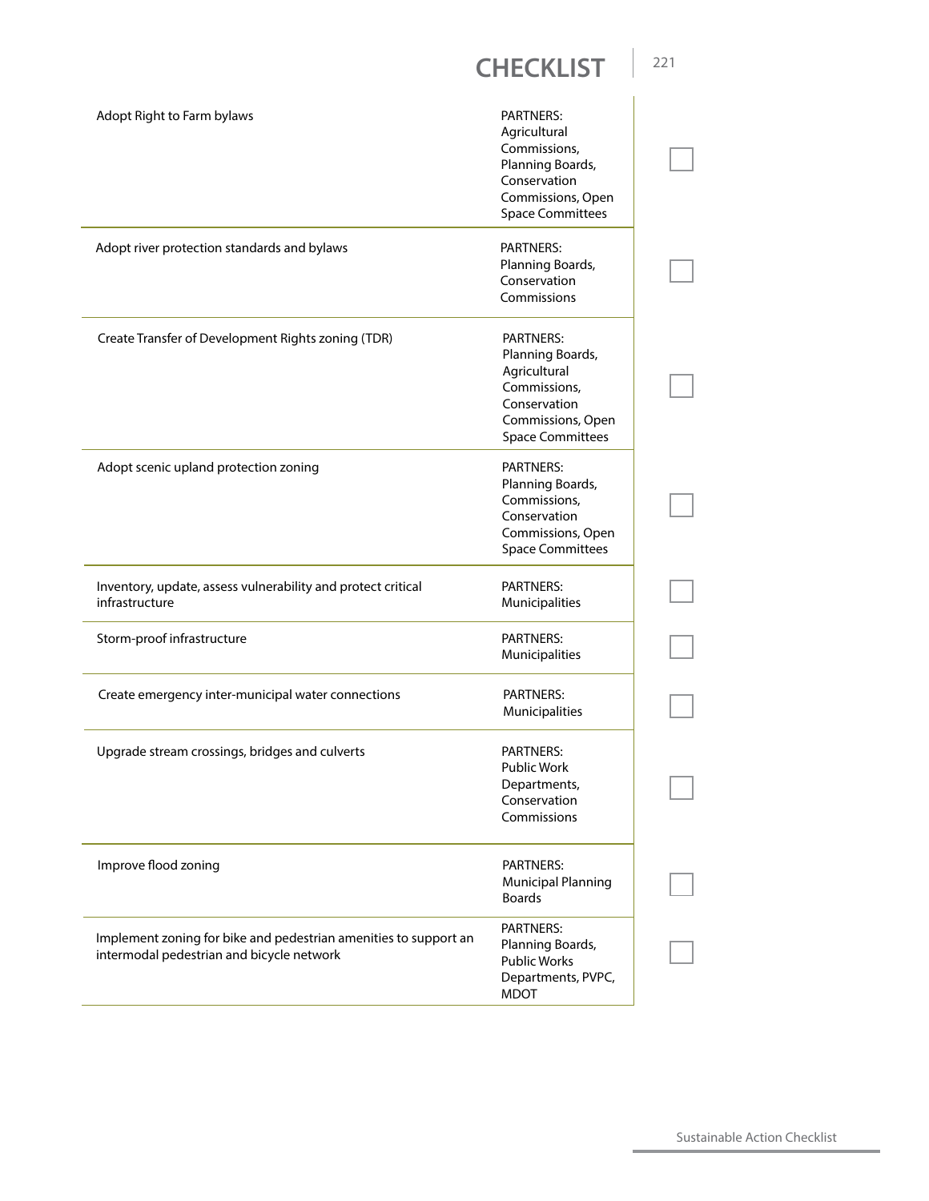# CHECKLIST

| Action | Partners | |
|---|---|---|
| Adopt Right to Farm bylaws | PARTNERS: Agricultural Commissions, Planning Boards, Conservation Commissions, Open Space Committees | ☐ |
| Adopt river protection standards and bylaws | PARTNERS: Planning Boards, Conservation Commissions | ☐ |
| Create Transfer of Development Rights zoning (TDR) | PARTNERS: Planning Boards, Agricultural Commissions, Conservation Commissions, Open Space Committees | ☐ |
| Adopt scenic upland protection zoning | PARTNERS: Planning Boards, Commissions, Conservation Commissions, Open Space Committees | ☐ |
| Inventory, update, assess vulnerability and protect critical infrastructure | PARTNERS: Municipalities | ☐ |
| Storm-proof infrastructure | PARTNERS: Municipalities | ☐ |
| Create emergency inter-municipal water connections | PARTNERS: Municipalities | ☐ |
| Upgrade stream crossings, bridges and culverts | PARTNERS: Public Work Departments, Conservation Commissions | ☐ |
| Improve flood zoning | PARTNERS: Municipal Planning Boards | ☐ |
| Implement zoning for bike and pedestrian amenities to support an intermodal pedestrian and bicycle network | PARTNERS: Planning Boards, Public Works Departments, PVPC, MDOT | ☐ |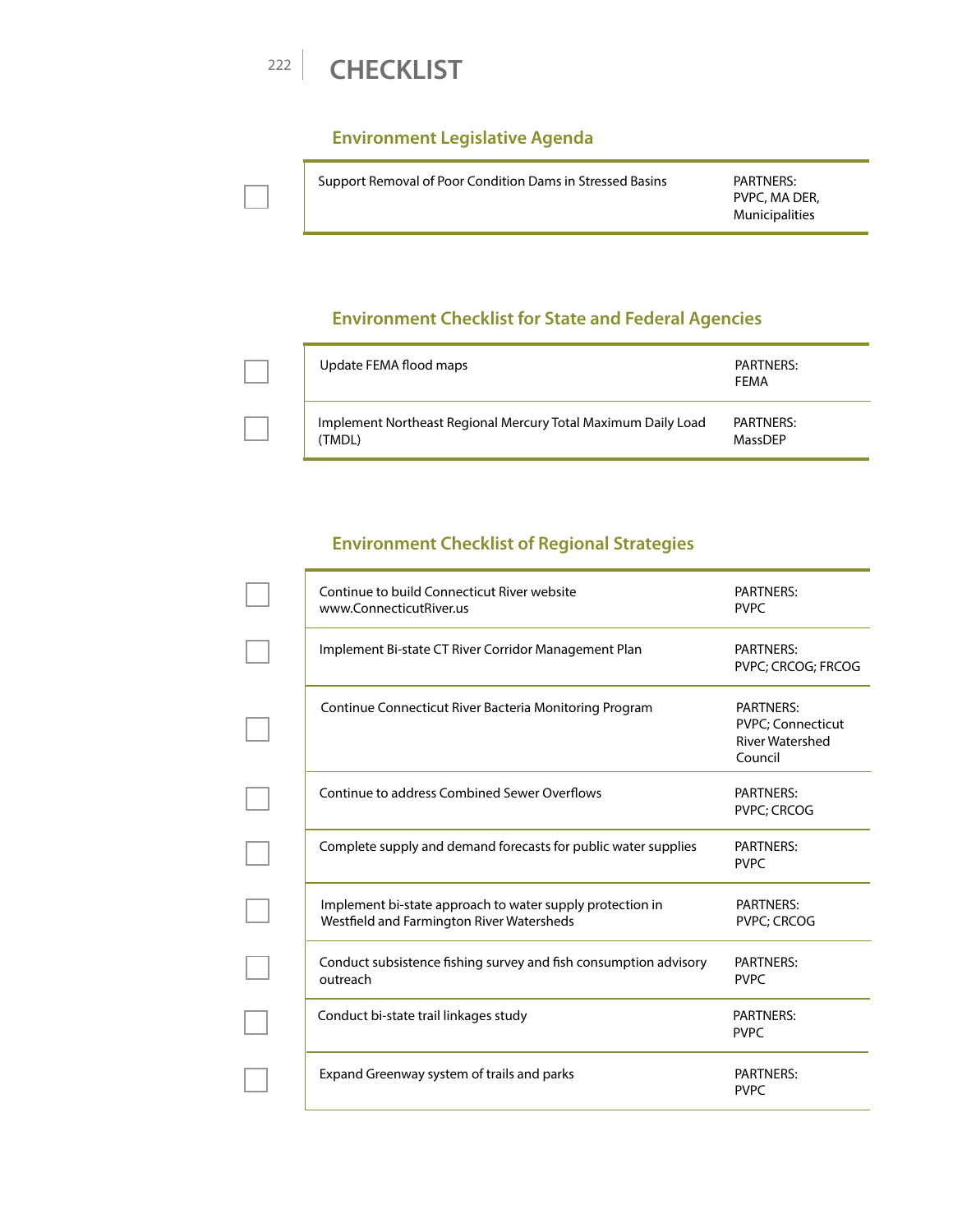# CHECKLIST

## Environment Legislative Agenda

| | Action | Partners |
|---|---|---|
| ☐ | Support Removal of Poor Condition Dams in Stressed Basins | PARTNERS: PVPC, MA DER, Municipalities |

## Environment Checklist for State and Federal Agencies

| | Action | Partners |
|---|---|---|
| ☐ | Update FEMA flood maps | PARTNERS: FEMA |
| ☐ | Implement Northeast Regional Mercury Total Maximum Daily Load (TMDL) | PARTNERS: MassDEP |

## Environment Checklist of Regional Strategies

| | Action | Partners |
|---|---|---|
| ☐ | Continue to build Connecticut River website www.ConnecticutRiver.us | PARTNERS: PVPC |
| ☐ | Implement Bi-state CT River Corridor Management Plan | PARTNERS: PVPC; CRCOG; FRCOG |
| ☐ | Continue Connecticut River Bacteria Monitoring Program | PARTNERS: PVPC; Connecticut River Watershed Council |
| ☐ | Continue to address Combined Sewer Overflows | PARTNERS: PVPC; CRCOG |
| ☐ | Complete supply and demand forecasts for public water supplies | PARTNERS: PVPC |
| ☐ | Implement bi-state approach to water supply protection in Westfield and Farmington River Watersheds | PARTNERS: PVPC; CRCOG |
| ☐ | Conduct subsistence fishing survey and fish consumption advisory outreach | PARTNERS: PVPC |
| ☐ | Conduct bi-state trail linkages study | PARTNERS: PVPC |
| ☐ | Expand Greenway system of trails and parks | PARTNERS: PVPC |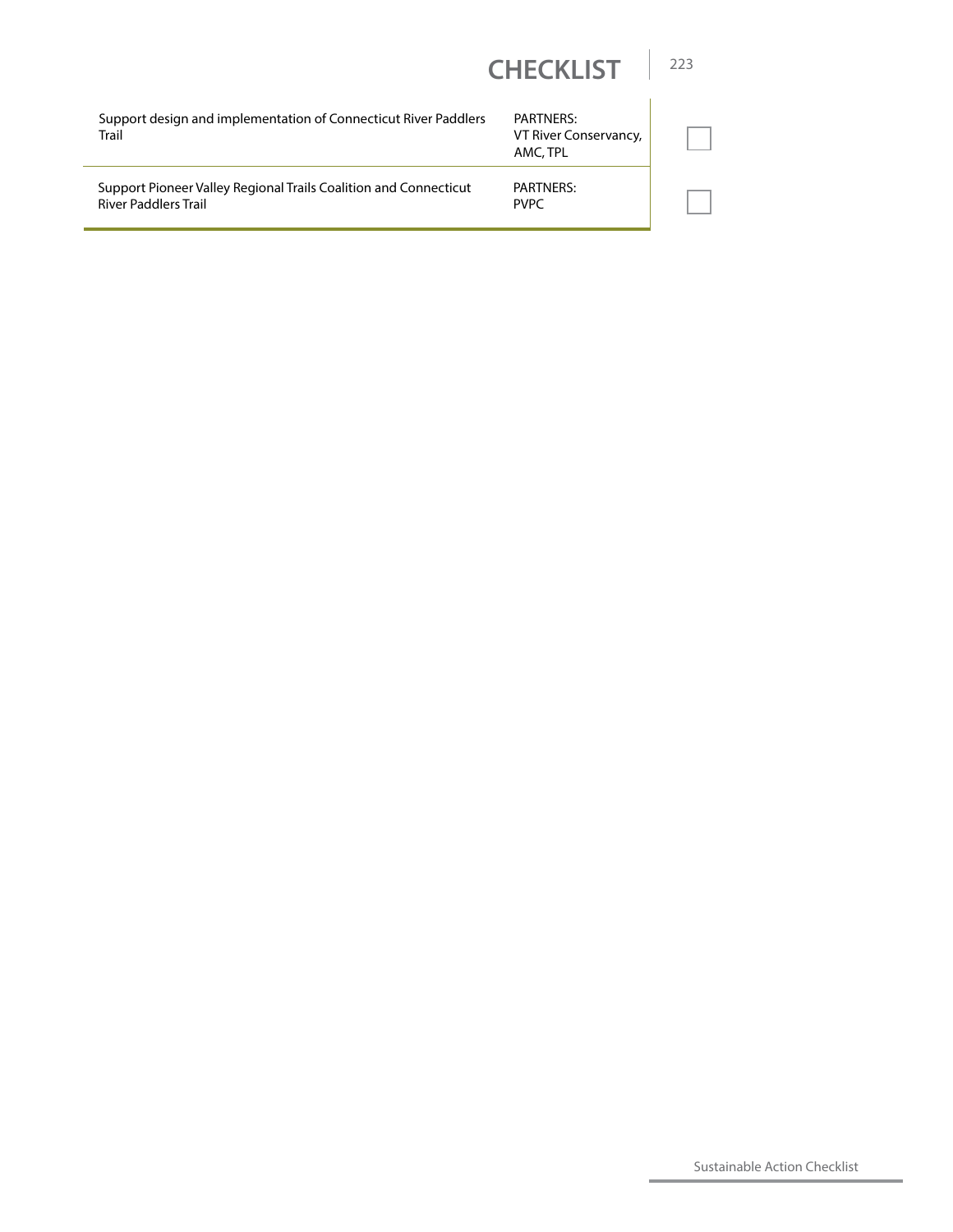# CHECKLIST

| Action | Partners | |
|---|---|---|
| Support design and implementation of Connecticut River Paddlers Trail | PARTNERS: VT River Conservancy, AMC, TPL | ☐ |
| Support Pioneer Valley Regional Trails Coalition and Connecticut River Paddlers Trail | PARTNERS: PVPC | ☐ |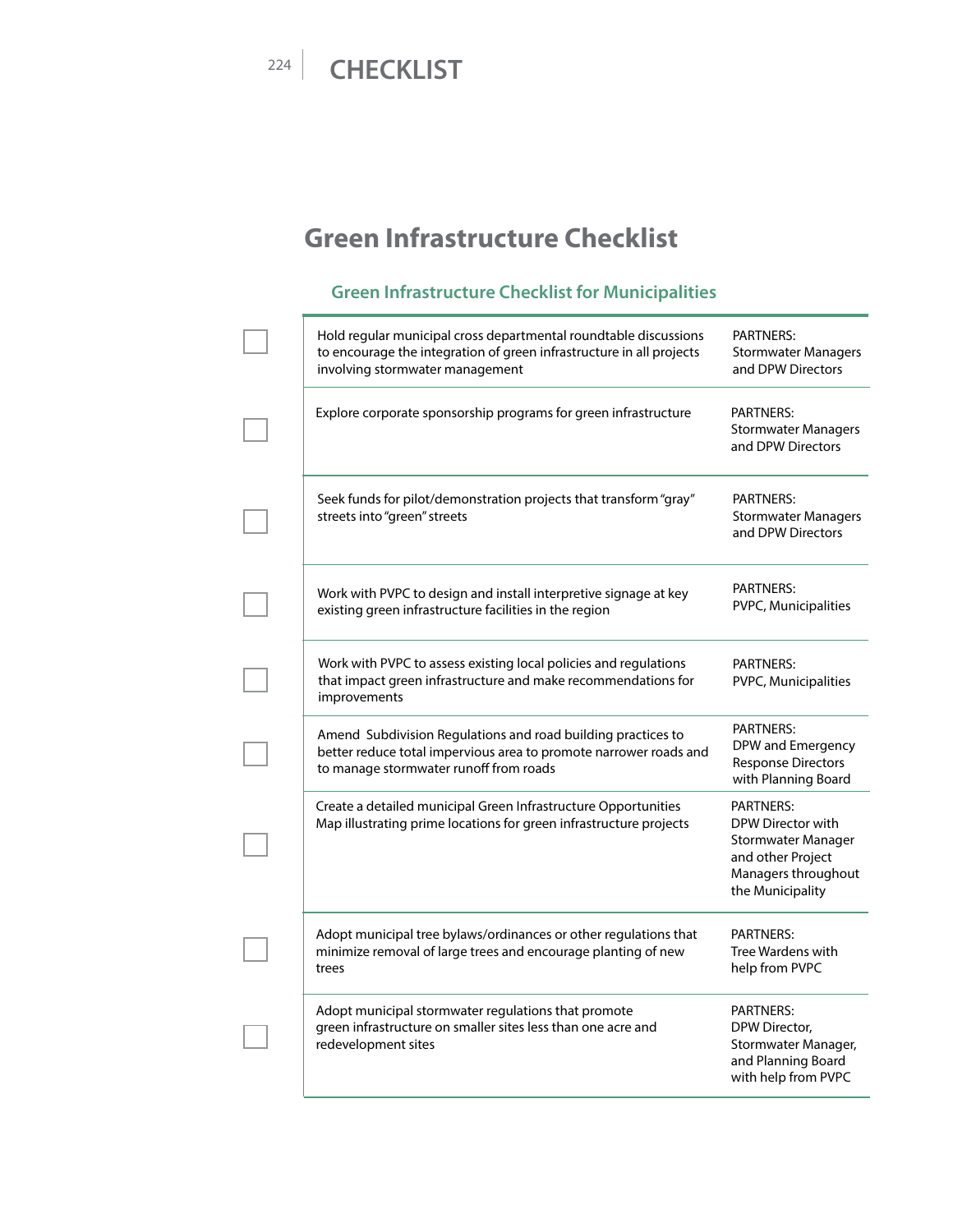# CHECKLIST

## Green Infrastructure Checklist

### Green Infrastructure Checklist for Municipalities

| | Action | Partners |
|---|---|---|
| ☐ | Hold regular municipal cross departmental roundtable discussions to encourage the integration of green infrastructure in all projects involving stormwater management | PARTNERS: Stormwater Managers and DPW Directors |
| ☐ | Explore corporate sponsorship programs for green infrastructure | PARTNERS: Stormwater Managers and DPW Directors |
| ☐ | Seek funds for pilot/demonstration projects that transform "gray" streets into "green" streets | PARTNERS: Stormwater Managers and DPW Directors |
| ☐ | Work with PVPC to design and install interpretive signage at key existing green infrastructure facilities in the region | PARTNERS: PVPC, Municipalities |
| ☐ | Work with PVPC to assess existing local policies and regulations that impact green infrastructure and make recommendations for improvements | PARTNERS: PVPC, Municipalities |
| ☐ | Amend Subdivision Regulations and road building practices to better reduce total impervious area to promote narrower roads and to manage stormwater runoff from roads | PARTNERS: DPW and Emergency Response Directors with Planning Board |
| ☐ | Create a detailed municipal Green Infrastructure Opportunities Map illustrating prime locations for green infrastructure projects | PARTNERS: DPW Director with Stormwater Manager and other Project Managers throughout the Municipality |
| ☐ | Adopt municipal tree bylaws/ordinances or other regulations that minimize removal of large trees and encourage planting of new trees | PARTNERS: Tree Wardens with help from PVPC |
| ☐ | Adopt municipal stormwater regulations that promote green infrastructure on smaller sites less than one acre and redevelopment sites | PARTNERS: DPW Director, Stormwater Manager, and Planning Board with help from PVPC |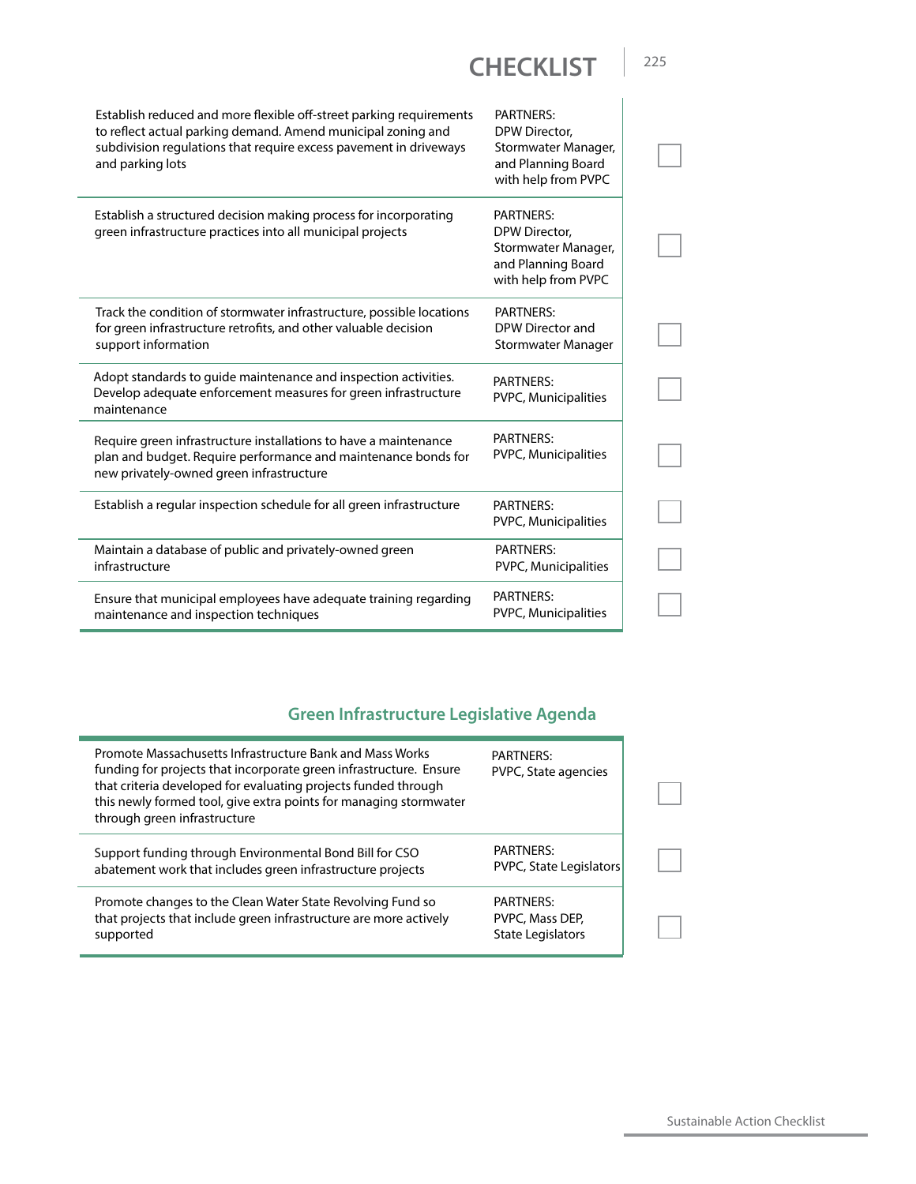# CHECKLIST

| Action | Partners | |
|---|---|---|
| Establish reduced and more flexible off-street parking requirements to reflect actual parking demand. Amend municipal zoning and subdivision regulations that require excess pavement in driveways and parking lots | PARTNERS: DPW Director, Stormwater Manager, and Planning Board with help from PVPC | ☐ |
| Establish a structured decision making process for incorporating green infrastructure practices into all municipal projects | PARTNERS: DPW Director, Stormwater Manager, and Planning Board with help from PVPC | ☐ |
| Track the condition of stormwater infrastructure, possible locations for green infrastructure retrofits, and other valuable decision support information | PARTNERS: DPW Director and Stormwater Manager | ☐ |
| Adopt standards to guide maintenance and inspection activities. Develop adequate enforcement measures for green infrastructure maintenance | PARTNERS: PVPC, Municipalities | ☐ |
| Require green infrastructure installations to have a maintenance plan and budget. Require performance and maintenance bonds for new privately-owned green infrastructure | PARTNERS: PVPC, Municipalities | ☐ |
| Establish a regular inspection schedule for all green infrastructure | PARTNERS: PVPC, Municipalities | ☐ |
| Maintain a database of public and privately-owned green infrastructure | PARTNERS: PVPC, Municipalities | ☐ |
| Ensure that municipal employees have adequate training regarding maintenance and inspection techniques | PARTNERS: PVPC, Municipalities | ☐ |

## Green Infrastructure Legislative Agenda

| Action | Partners | |
|---|---|---|
| Promote Massachusetts Infrastructure Bank and Mass Works funding for projects that incorporate green infrastructure. Ensure that criteria developed for evaluating projects funded through this newly formed tool, give extra points for managing stormwater through green infrastructure | PARTNERS: PVPC, State agencies | ☐ |
| Support funding through Environmental Bond Bill for CSO abatement work that includes green infrastructure projects | PARTNERS: PVPC, State Legislators | ☐ |
| Promote changes to the Clean Water State Revolving Fund so that projects that include green infrastructure are more actively supported | PARTNERS: PVPC, Mass DEP, State Legislators | ☐ |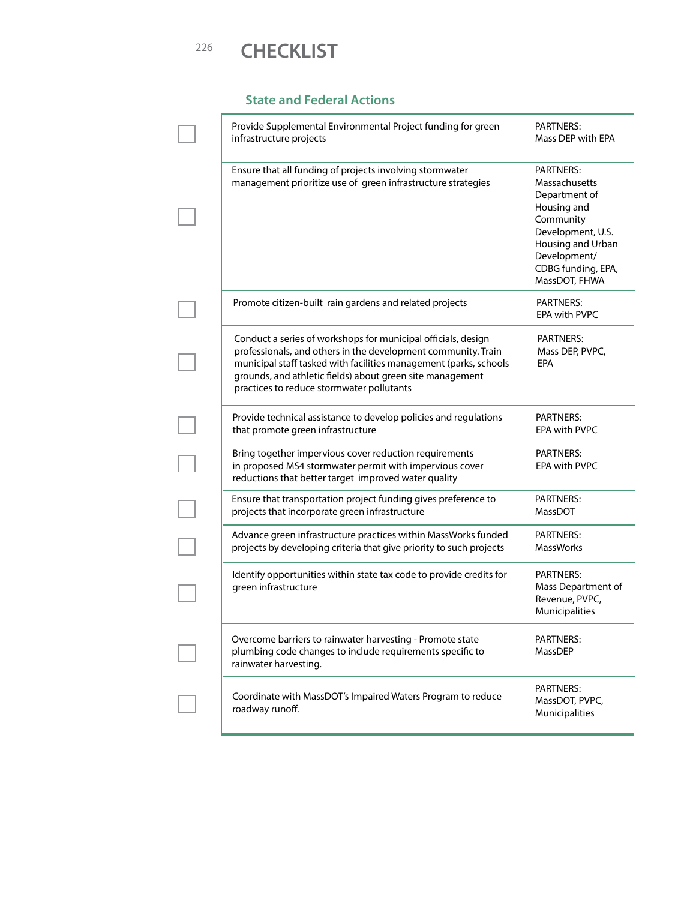# CHECKLIST

## State and Federal Actions

| | Action | Partners |
|---|---|---|
| ☐ | Provide Supplemental Environmental Project funding for green infrastructure projects | PARTNERS: Mass DEP with EPA |
| ☐ | Ensure that all funding of projects involving stormwater management prioritize use of green infrastructure strategies | PARTNERS: Massachusetts Department of Housing and Community Development, U.S. Housing and Urban Development/ CDBG funding, EPA, MassDOT, FHWA |
| ☐ | Promote citizen-built rain gardens and related projects | PARTNERS: EPA with PVPC |
| ☐ | Conduct a series of workshops for municipal officials, design professionals, and others in the development community. Train municipal staff tasked with facilities management (parks, schools grounds, and athletic fields) about green site management practices to reduce stormwater pollutants | PARTNERS: Mass DEP, PVPC, EPA |
| ☐ | Provide technical assistance to develop policies and regulations that promote green infrastructure | PARTNERS: EPA with PVPC |
| ☐ | Bring together impervious cover reduction requirements in proposed MS4 stormwater permit with impervious cover reductions that better target improved water quality | PARTNERS: EPA with PVPC |
| ☐ | Ensure that transportation project funding gives preference to projects that incorporate green infrastructure | PARTNERS: MassDOT |
| ☐ | Advance green infrastructure practices within MassWorks funded projects by developing criteria that give priority to such projects | PARTNERS: MassWorks |
| ☐ | Identify opportunities within state tax code to provide credits for green infrastructure | PARTNERS: Mass Department of Revenue, PVPC, Municipalities |
| ☐ | Overcome barriers to rainwater harvesting - Promote state plumbing code changes to include requirements specific to rainwater harvesting. | PARTNERS: MassDEP |
| ☐ | Coordinate with MassDOT's Impaired Waters Program to reduce roadway runoff. | PARTNERS: MassDOT, PVPC, Municipalities |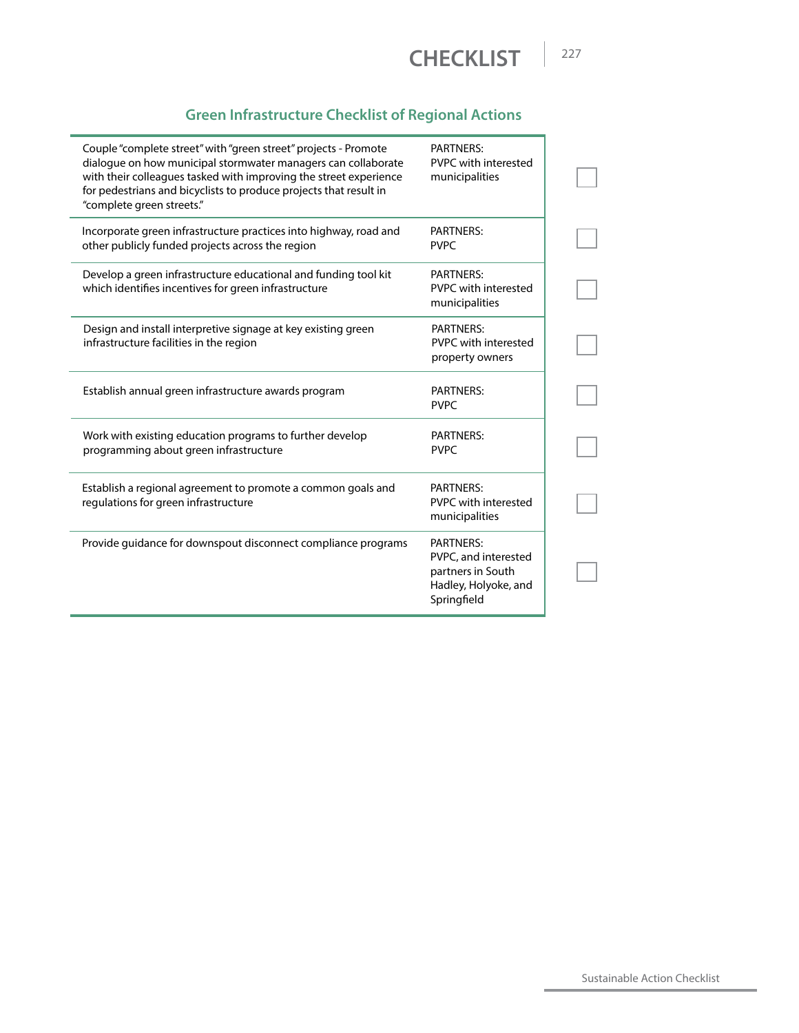## Green Infrastructure Checklist of Regional Actions

| Action | Partners | |
|---|---|---|
| Couple "complete street" with "green street" projects - Promote dialogue on how municipal stormwater managers can collaborate with their colleagues tasked with improving the street experience for pedestrians and bicyclists to produce projects that result in "complete green streets." | PARTNERS: PVPC with interested municipalities | ☐ |
| Incorporate green infrastructure practices into highway, road and other publicly funded projects across the region | PARTNERS: PVPC | ☐ |
| Develop a green infrastructure educational and funding tool kit which identifies incentives for green infrastructure | PARTNERS: PVPC with interested municipalities | ☐ |
| Design and install interpretive signage at key existing green infrastructure facilities in the region | PARTNERS: PVPC with interested property owners | ☐ |
| Establish annual green infrastructure awards program | PARTNERS: PVPC | ☐ |
| Work with existing education programs to further develop programming about green infrastructure | PARTNERS: PVPC | ☐ |
| Establish a regional agreement to promote a common goals and regulations for green infrastructure | PARTNERS: PVPC with interested municipalities | ☐ |
| Provide guidance for downspout disconnect compliance programs | PARTNERS: PVPC, and interested partners in South Hadley, Holyoke, and Springfield | ☐ |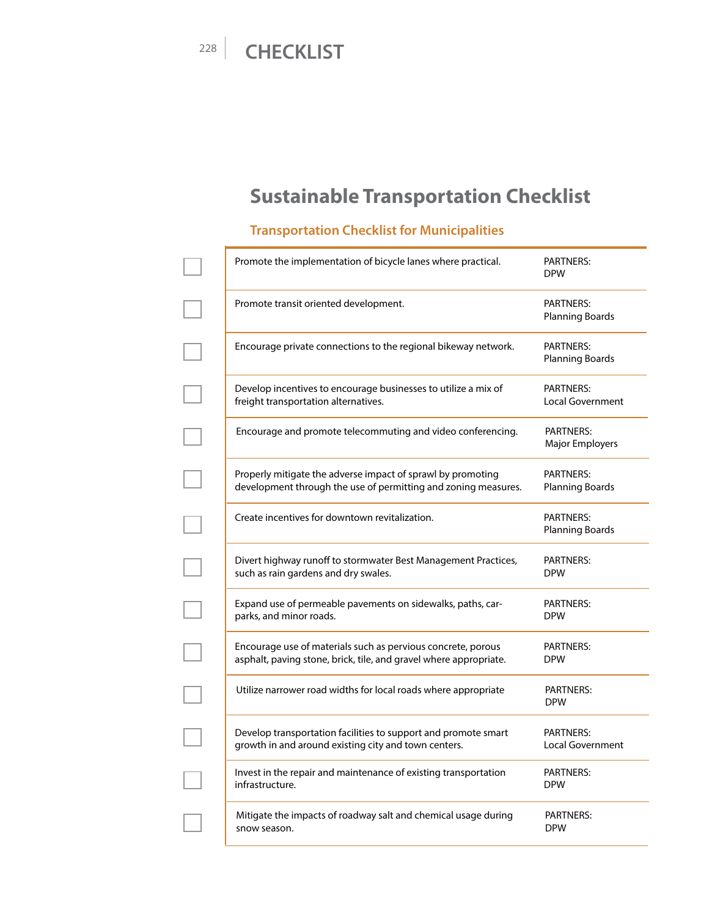# CHECKLIST

## Sustainable Transportation Checklist

### Transportation Checklist for Municipalities

- [ ] Promote the implementation of bicycle lanes where practical. — PARTNERS: DPW
- [ ] Promote transit oriented development. — PARTNERS: Planning Boards
- [ ] Encourage private connections to the regional bikeway network. — PARTNERS: Planning Boards
- [ ] Develop incentives to encourage businesses to utilize a mix of freight transportation alternatives. — PARTNERS: Local Government
- [ ] Encourage and promote telecommuting and video conferencing. — PARTNERS: Major Employers
- [ ] Properly mitigate the adverse impact of sprawl by promoting development through the use of permitting and zoning measures. — PARTNERS: Planning Boards
- [ ] Create incentives for downtown revitalization. — PARTNERS: Planning Boards
- [ ] Divert highway runoff to stormwater Best Management Practices, such as rain gardens and dry swales. — PARTNERS: DPW
- [ ] Expand use of permeable pavements on sidewalks, paths, car-parks, and minor roads. — PARTNERS: DPW
- [ ] Encourage use of materials such as pervious concrete, porous asphalt, paving stone, brick, tile, and gravel where appropriate. — PARTNERS: DPW
- [ ] Utilize narrower road widths for local roads where appropriate — PARTNERS: DPW
- [ ] Develop transportation facilities to support and promote smart growth in and around existing city and town centers. — PARTNERS: Local Government
- [ ] Invest in the repair and maintenance of existing transportation infrastructure. — PARTNERS: DPW
- [ ] Mitigate the impacts of roadway salt and chemical usage during snow season. — PARTNERS: DPW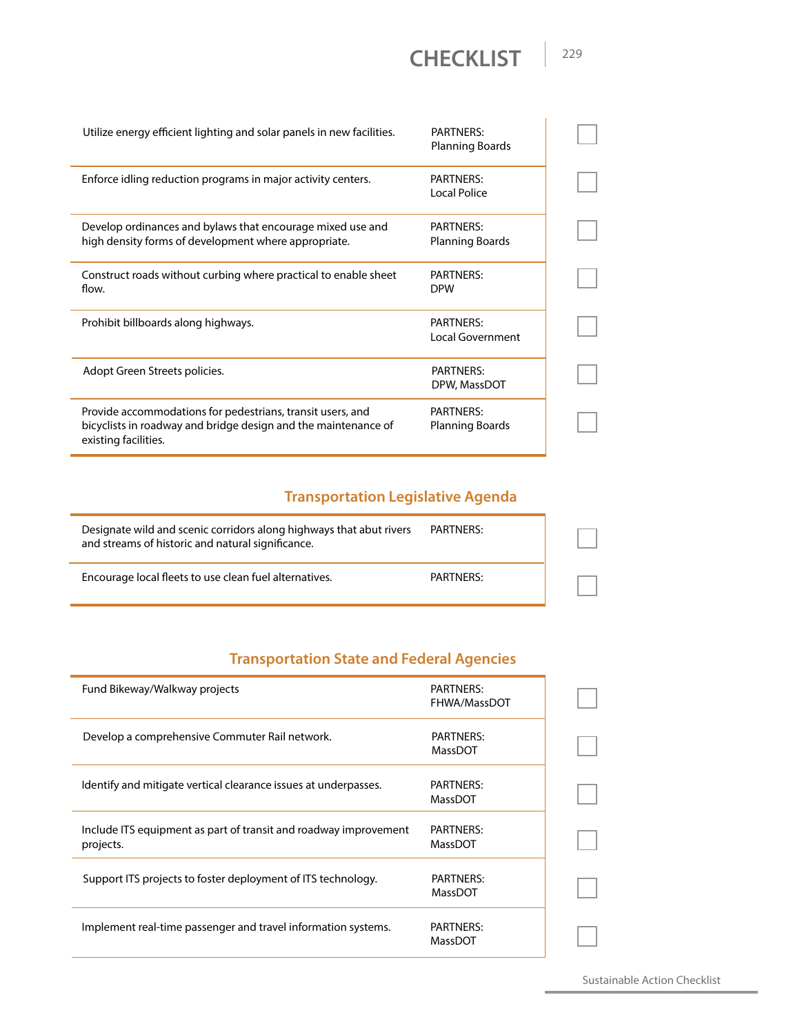# CHECKLIST

| Action | Partners | |
|---|---|---|
| Utilize energy efficient lighting and solar panels in new facilities. | PARTNERS: Planning Boards | ☐ |
| Enforce idling reduction programs in major activity centers. | PARTNERS: Local Police | ☐ |
| Develop ordinances and bylaws that encourage mixed use and high density forms of development where appropriate. | PARTNERS: Planning Boards | ☐ |
| Construct roads without curbing where practical to enable sheet flow. | PARTNERS: DPW | ☐ |
| Prohibit billboards along highways. | PARTNERS: Local Government | ☐ |
| Adopt Green Streets policies. | PARTNERS: DPW, MassDOT | ☐ |
| Provide accommodations for pedestrians, transit users, and bicyclists in roadway and bridge design and the maintenance of existing facilities. | PARTNERS: Planning Boards | ☐ |

## Transportation Legislative Agenda

| Action | Partners | |
|---|---|---|
| Designate wild and scenic corridors along highways that abut rivers and streams of historic and natural significance. | PARTNERS: | ☐ |
| Encourage local fleets to use clean fuel alternatives. | PARTNERS: | ☐ |

## Transportation State and Federal Agencies

| Action | Partners | |
|---|---|---|
| Fund Bikeway/Walkway projects | PARTNERS: FHWA/MassDOT | ☐ |
| Develop a comprehensive Commuter Rail network. | PARTNERS: MassDOT | ☐ |
| Identify and mitigate vertical clearance issues at underpasses. | PARTNERS: MassDOT | ☐ |
| Include ITS equipment as part of transit and roadway improvement projects. | PARTNERS: MassDOT | ☐ |
| Support ITS projects to foster deployment of ITS technology. | PARTNERS: MassDOT | ☐ |
| Implement real-time passenger and travel information systems. | PARTNERS: MassDOT | ☐ |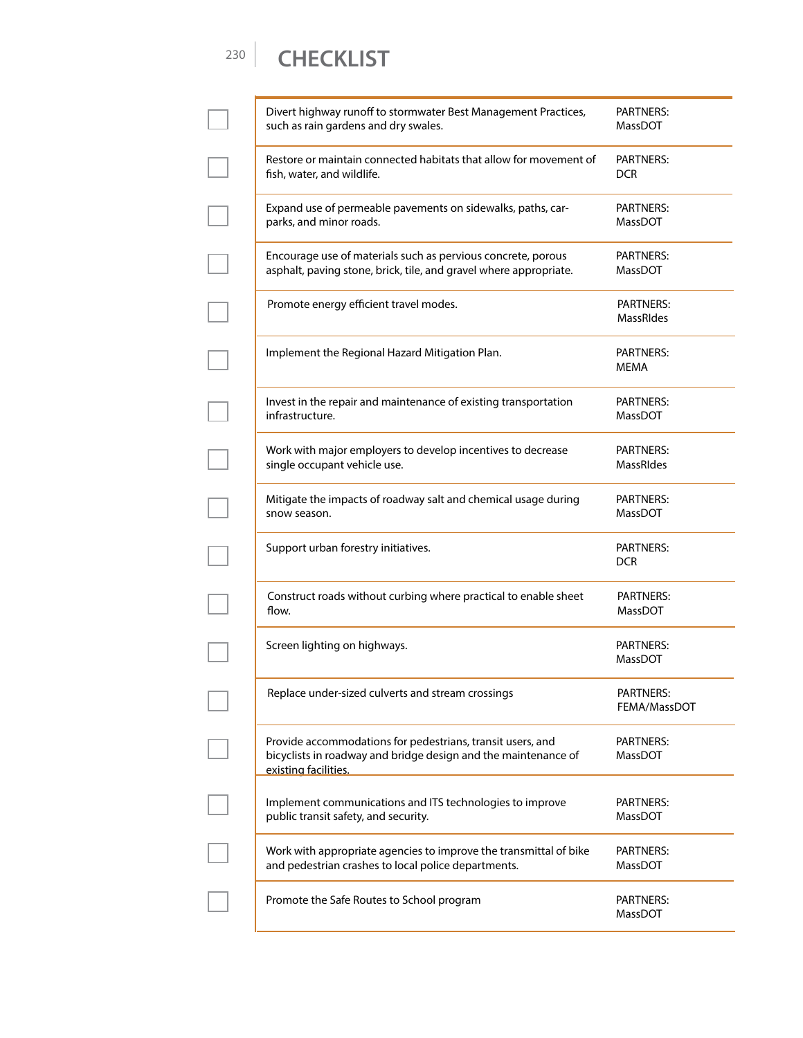# CHECKLIST

| | Action | Partners |
|---|---|---|
| ☐ | Divert highway runoff to stormwater Best Management Practices, such as rain gardens and dry swales. | PARTNERS: MassDOT |
| ☐ | Restore or maintain connected habitats that allow for movement of fish, water, and wildlife. | PARTNERS: DCR |
| ☐ | Expand use of permeable pavements on sidewalks, paths, car-parks, and minor roads. | PARTNERS: MassDOT |
| ☐ | Encourage use of materials such as pervious concrete, porous asphalt, paving stone, brick, tile, and gravel where appropriate. | PARTNERS: MassDOT |
| ☐ | Promote energy efficient travel modes. | PARTNERS: MassRIdes |
| ☐ | Implement the Regional Hazard Mitigation Plan. | PARTNERS: MEMA |
| ☐ | Invest in the repair and maintenance of existing transportation infrastructure. | PARTNERS: MassDOT |
| ☐ | Work with major employers to develop incentives to decrease single occupant vehicle use. | PARTNERS: MassRIdes |
| ☐ | Mitigate the impacts of roadway salt and chemical usage during snow season. | PARTNERS: MassDOT |
| ☐ | Support urban forestry initiatives. | PARTNERS: DCR |
| ☐ | Construct roads without curbing where practical to enable sheet flow. | PARTNERS: MassDOT |
| ☐ | Screen lighting on highways. | PARTNERS: MassDOT |
| ☐ | Replace under-sized culverts and stream crossings | PARTNERS: FEMA/MassDOT |
| ☐ | Provide accommodations for pedestrians, transit users, and bicyclists in roadway and bridge design and the maintenance of existing facilities. | PARTNERS: MassDOT |
| ☐ | Implement communications and ITS technologies to improve public transit safety, and security. | PARTNERS: MassDOT |
| ☐ | Work with appropriate agencies to improve the transmittal of bike and pedestrian crashes to local police departments. | PARTNERS: MassDOT |
| ☐ | Promote the Safe Routes to School program | PARTNERS: MassDOT |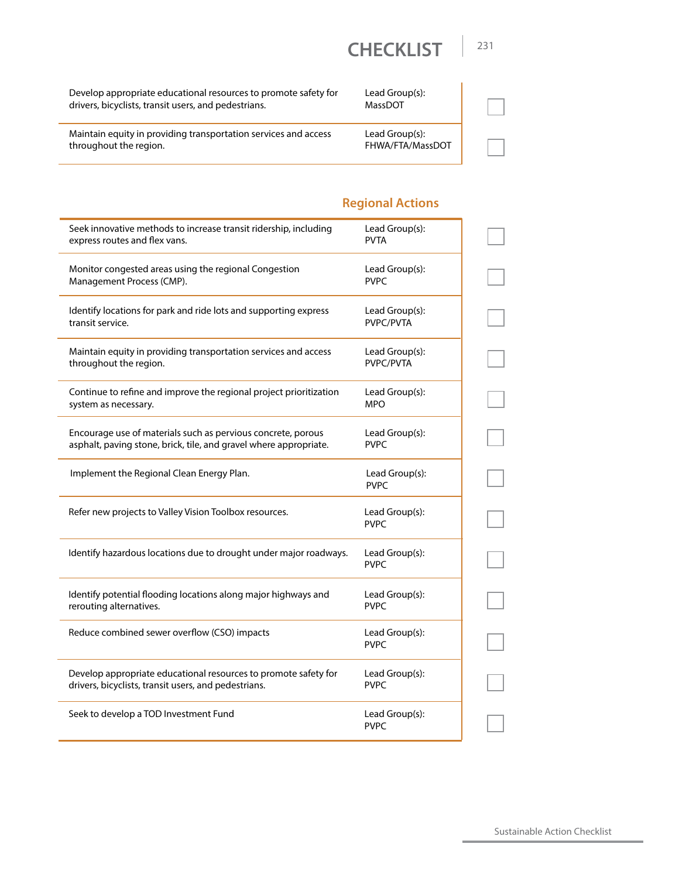## CHECKLIST

| Action | Lead Group(s) | |
|---|---|---|
| Develop appropriate educational resources to promote safety for drivers, bicyclists, transit users, and pedestrians. | Lead Group(s): MassDOT | ☐ |
| Maintain equity in providing transportation services and access throughout the region. | Lead Group(s): FHWA/FTA/MassDOT | ☐ |

### Regional Actions

| Action | Lead Group(s) | |
|---|---|---|
| Seek innovative methods to increase transit ridership, including express routes and flex vans. | Lead Group(s): PVTA | ☐ |
| Monitor congested areas using the regional Congestion Management Process (CMP). | Lead Group(s): PVPC | ☐ |
| Identify locations for park and ride lots and supporting express transit service. | Lead Group(s): PVPC/PVTA | ☐ |
| Maintain equity in providing transportation services and access throughout the region. | Lead Group(s): PVPC/PVTA | ☐ |
| Continue to refine and improve the regional project prioritization system as necessary. | Lead Group(s): MPO | ☐ |
| Encourage use of materials such as pervious concrete, porous asphalt, paving stone, brick, tile, and gravel where appropriate. | Lead Group(s): PVPC | ☐ |
| Implement the Regional Clean Energy Plan. | Lead Group(s): PVPC | ☐ |
| Refer new projects to Valley Vision Toolbox resources. | Lead Group(s): PVPC | ☐ |
| Identify hazardous locations due to drought under major roadways. | Lead Group(s): PVPC | ☐ |
| Identify potential flooding locations along major highways and rerouting alternatives. | Lead Group(s): PVPC | ☐ |
| Reduce combined sewer overflow (CSO) impacts | Lead Group(s): PVPC | ☐ |
| Develop appropriate educational resources to promote safety for drivers, bicyclists, transit users, and pedestrians. | Lead Group(s): PVPC | ☐ |
| Seek to develop a TOD Investment Fund | Lead Group(s): PVPC | ☐ |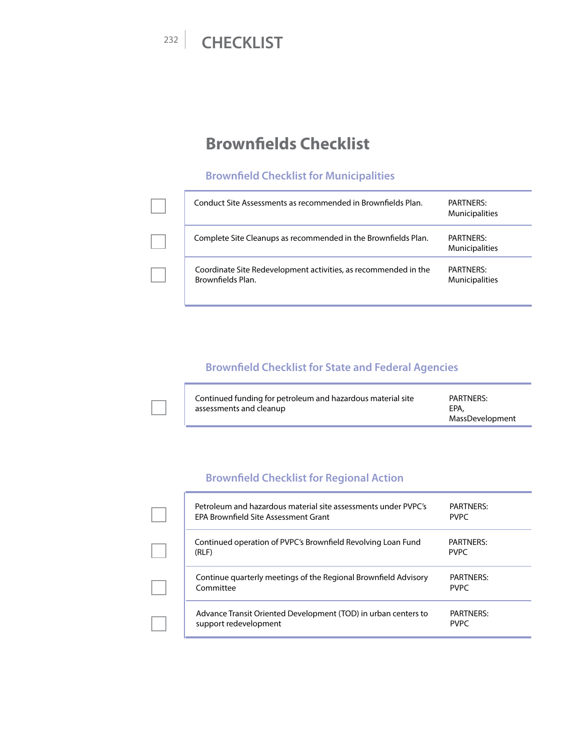# Brownfields Checklist

## Brownfield Checklist for Municipalities

| | Action | Partners |
|---|---|---|
| ☐ | Conduct Site Assessments as recommended in Brownfields Plan. | PARTNERS: Municipalities |
| ☐ | Complete Site Cleanups as recommended in the Brownfields Plan. | PARTNERS: Municipalities |
| ☐ | Coordinate Site Redevelopment activities, as recommended in the Brownfields Plan. | PARTNERS: Municipalities |

## Brownfield Checklist for State and Federal Agencies

| | Action | Partners |
|---|---|---|
| ☐ | Continued funding for petroleum and hazardous material site assessments and cleanup | PARTNERS: EPA, MassDevelopment |

## Brownfield Checklist for Regional Action

| | Action | Partners |
|---|---|---|
| ☐ | Petroleum and hazardous material site assessments under PVPC's EPA Brownfield Site Assessment Grant | PARTNERS: PVPC |
| ☐ | Continued operation of PVPC's Brownfield Revolving Loan Fund (RLF) | PARTNERS: PVPC |
| ☐ | Continue quarterly meetings of the Regional Brownfield Advisory Committee | PARTNERS: PVPC |
| ☐ | Advance Transit Oriented Development (TOD) in urban centers to support redevelopment | PARTNERS: PVPC |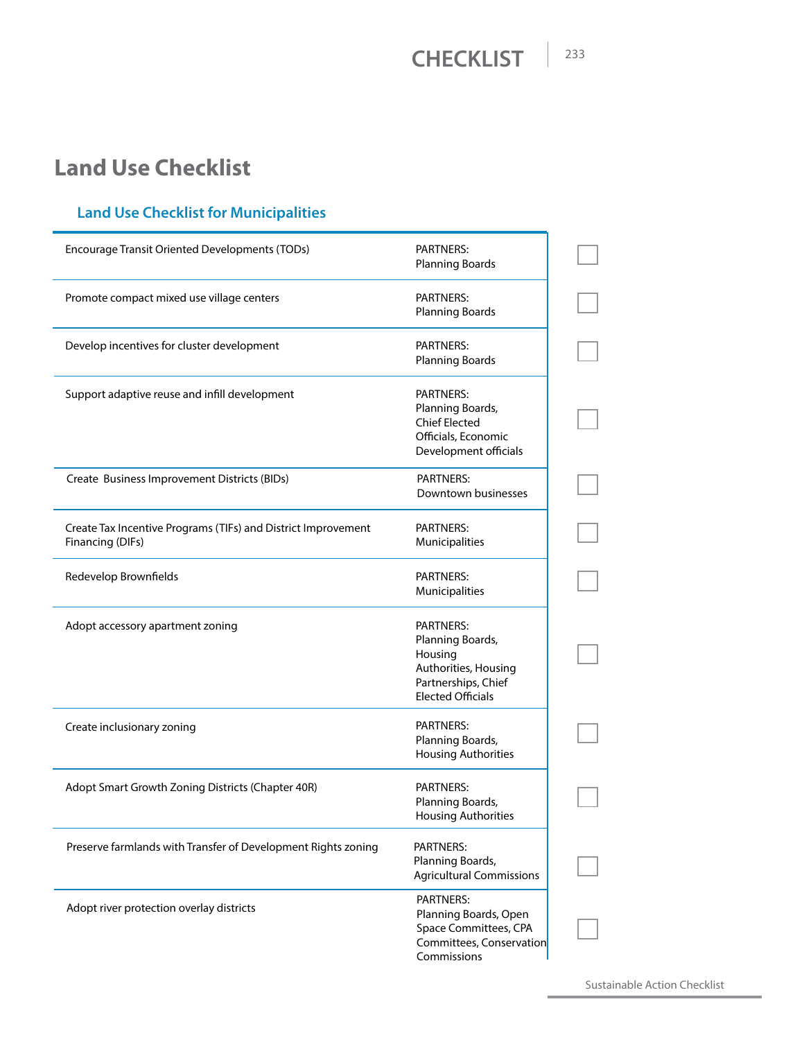# Land Use Checklist

## Land Use Checklist for Municipalities

| Action | Partners | |
|---|---|---|
| Encourage Transit Oriented Developments (TODs) | PARTNERS: Planning Boards | ☐ |
| Promote compact mixed use village centers | PARTNERS: Planning Boards | ☐ |
| Develop incentives for cluster development | PARTNERS: Planning Boards | ☐ |
| Support adaptive reuse and infill development | PARTNERS: Planning Boards, Chief Elected Officials, Economic Development officials | ☐ |
| Create Business Improvement Districts (BIDs) | PARTNERS: Downtown businesses | ☐ |
| Create Tax Incentive Programs (TIFs) and District Improvement Financing (DIFs) | PARTNERS: Municipalities | ☐ |
| Redevelop Brownfields | PARTNERS: Municipalities | ☐ |
| Adopt accessory apartment zoning | PARTNERS: Planning Boards, Housing Authorities, Housing Partnerships, Chief Elected Officials | ☐ |
| Create inclusionary zoning | PARTNERS: Planning Boards, Housing Authorities | ☐ |
| Adopt Smart Growth Zoning Districts (Chapter 40R) | PARTNERS: Planning Boards, Housing Authorities | ☐ |
| Preserve farmlands with Transfer of Development Rights zoning | PARTNERS: Planning Boards, Agricultural Commissions | ☐ |
| Adopt river protection overlay districts | PARTNERS: Planning Boards, Open Space Committees, CPA Committees, Conservation Commissions | ☐ |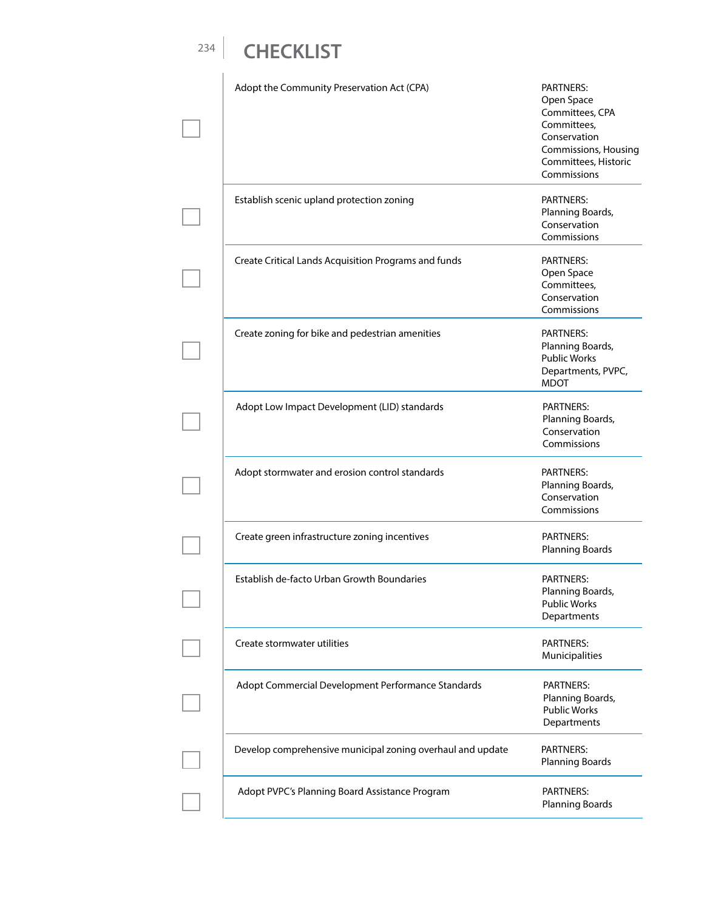# CHECKLIST

| | Action | Partners |
|---|---|---|
| ☐ | Adopt the Community Preservation Act (CPA) | PARTNERS: Open Space Committees, CPA Committees, Conservation Commissions, Housing Committees, Historic Commissions |
| ☐ | Establish scenic upland protection zoning | PARTNERS: Planning Boards, Conservation Commissions |
| ☐ | Create Critical Lands Acquisition Programs and funds | PARTNERS: Open Space Committees, Conservation Commissions |
| ☐ | Create zoning for bike and pedestrian amenities | PARTNERS: Planning Boards, Public Works Departments, PVPC, MDOT |
| ☐ | Adopt Low Impact Development (LID) standards | PARTNERS: Planning Boards, Conservation Commissions |
| ☐ | Adopt stormwater and erosion control standards | PARTNERS: Planning Boards, Conservation Commissions |
| ☐ | Create green infrastructure zoning incentives | PARTNERS: Planning Boards |
| ☐ | Establish de-facto Urban Growth Boundaries | PARTNERS: Planning Boards, Public Works Departments |
| ☐ | Create stormwater utilities | PARTNERS: Municipalities |
| ☐ | Adopt Commercial Development Performance Standards | PARTNERS: Planning Boards, Public Works Departments |
| ☐ | Develop comprehensive municipal zoning overhaul and update | PARTNERS: Planning Boards |
| ☐ | Adopt PVPC's Planning Board Assistance Program | PARTNERS: Planning Boards |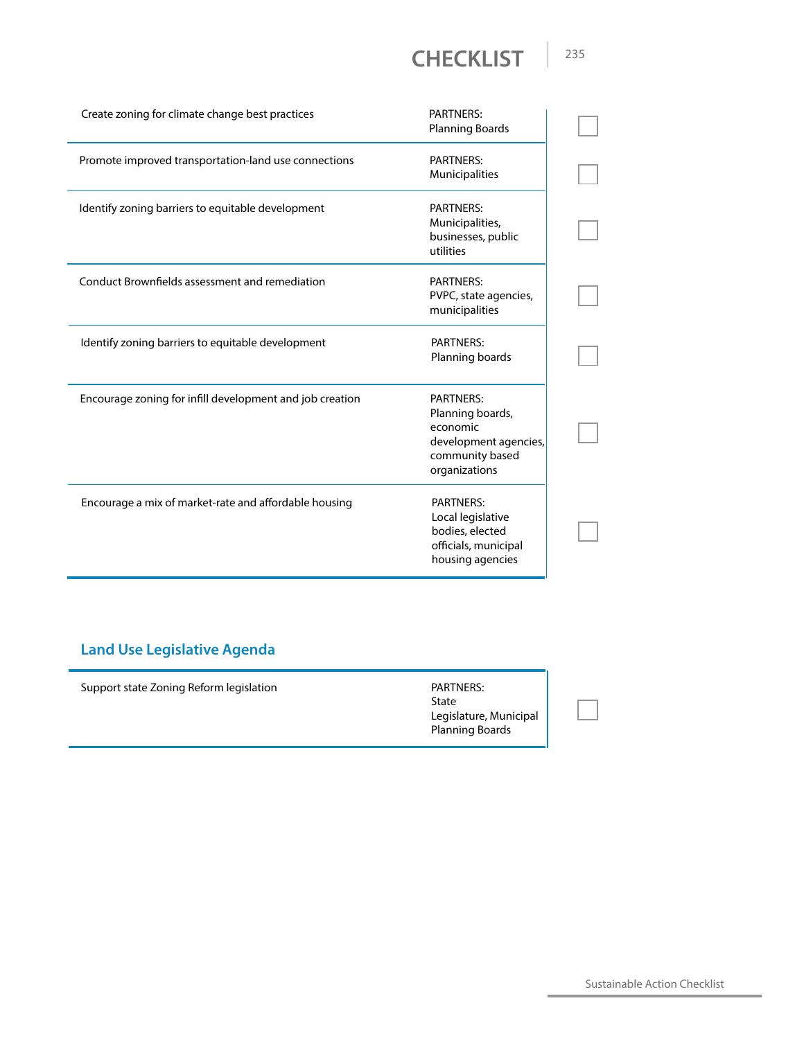# CHECKLIST

| Action | Partners | |
|---|---|---|
| Create zoning for climate change best practices | PARTNERS: Planning Boards | ☐ |
| Promote improved transportation-land use connections | PARTNERS: Municipalities | ☐ |
| Identify zoning barriers to equitable development | PARTNERS: Municipalities, businesses, public utilities | ☐ |
| Conduct Brownfields assessment and remediation | PARTNERS: PVPC, state agencies, municipalities | ☐ |
| Identify zoning barriers to equitable development | PARTNERS: Planning boards | ☐ |
| Encourage zoning for infill development and job creation | PARTNERS: Planning boards, economic development agencies, community based organizations | ☐ |
| Encourage a mix of market-rate and affordable housing | PARTNERS: Local legislative bodies, elected officials, municipal housing agencies | ☐ |

## Land Use Legislative Agenda

| Action | Partners | |
|---|---|---|
| Support state Zoning Reform legislation | PARTNERS: State Legislature, Municipal Planning Boards | ☐ |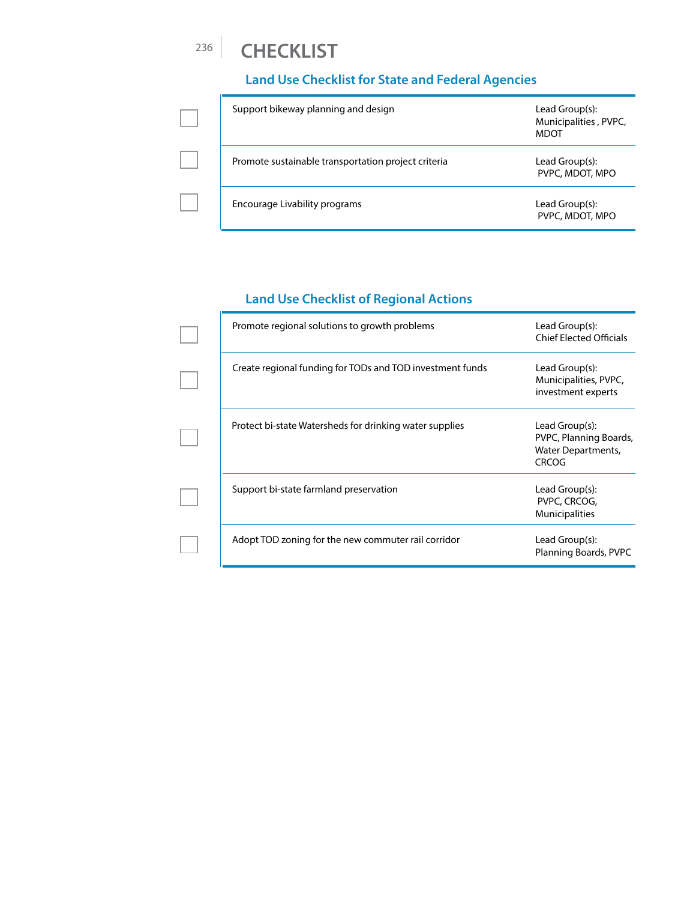# CHECKLIST

## Land Use Checklist for State and Federal Agencies

| | Action | Lead Group(s) |
|---|---|---|
| ☐ | Support bikeway planning and design | Lead Group(s): Municipalities , PVPC, MDOT |
| ☐ | Promote sustainable transportation project criteria | Lead Group(s): PVPC, MDOT, MPO |
| ☐ | Encourage Livability programs | Lead Group(s): PVPC, MDOT, MPO |

## Land Use Checklist of Regional Actions

| | Action | Lead Group(s) |
|---|---|---|
| ☐ | Promote regional solutions to growth problems | Lead Group(s): Chief Elected Officials |
| ☐ | Create regional funding for TODs and TOD investment funds | Lead Group(s): Municipalities, PVPC, investment experts |
| ☐ | Protect bi-state Watersheds for drinking water supplies | Lead Group(s): PVPC, Planning Boards, Water Departments, CRCOG |
| ☐ | Support bi-state farmland preservation | Lead Group(s): PVPC, CRCOG, Municipalities |
| ☐ | Adopt TOD zoning for the new commuter rail corridor | Lead Group(s): Planning Boards, PVPC |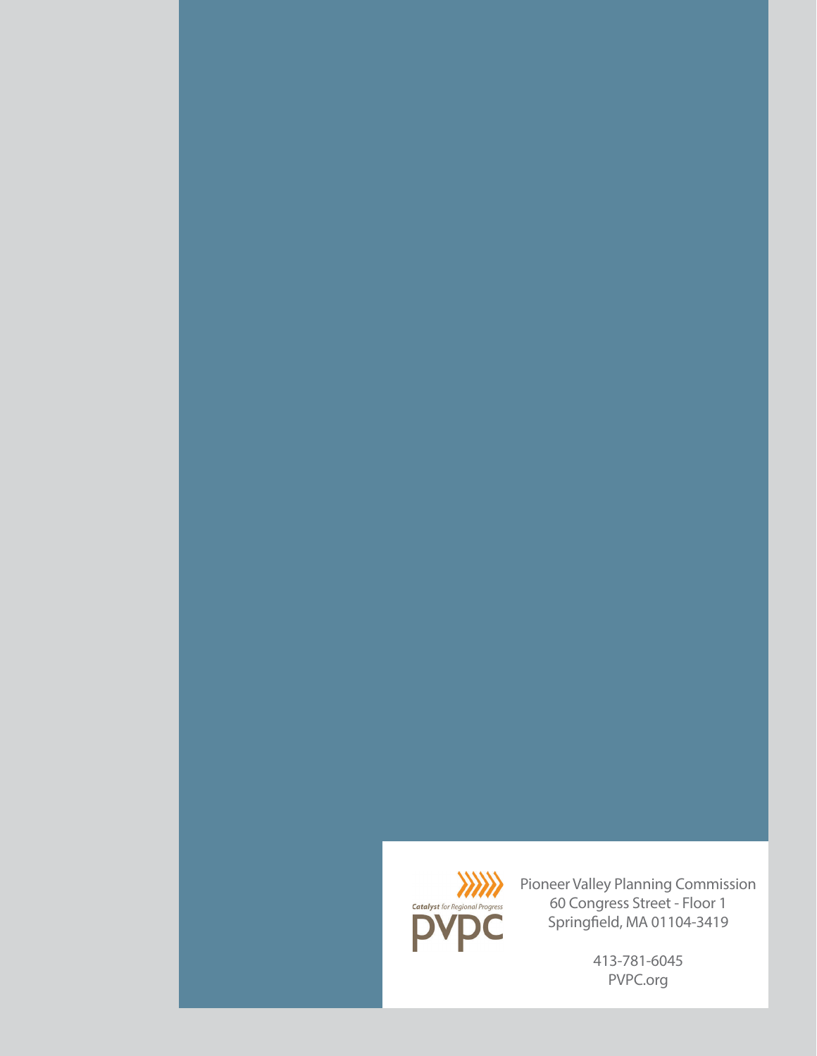Catalyst for Regional Progress

PVPC

Pioneer Valley Planning Commission
60 Congress Street - Floor 1
Springfield, MA 01104-3419

413-781-6045
PVPC.org